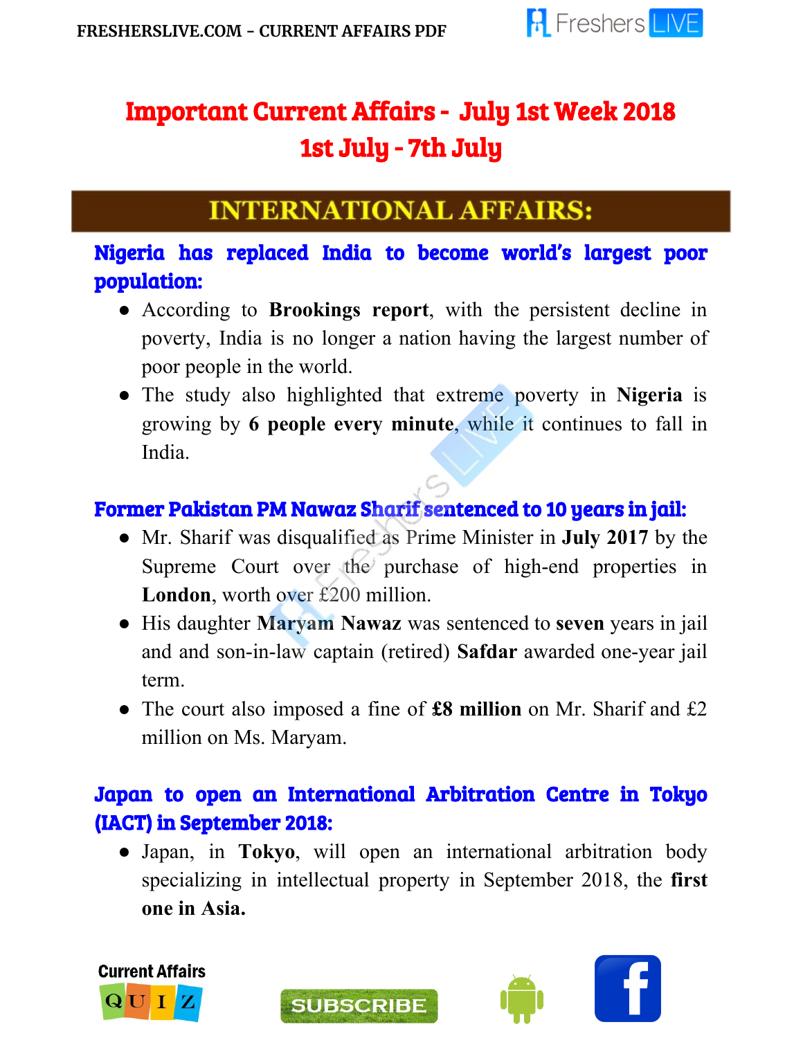# Important Current Affairs - July 1st Week 2018
# 1st July - 7th July

## INTERNATIONAL AFFAIRS:

### Nigeria has replaced India to become world's largest poor population:

- According to **Brookings report**, with the persistent decline in poverty, India is no longer a nation having the largest number of poor people in the world.
- The study also highlighted that extreme poverty in **Nigeria** is growing by **6 people every minute**, while it continues to fall in India.

### Former Pakistan PM Nawaz Sharif sentenced to 10 years in jail:

- Mr. Sharif was disqualified as Prime Minister in **July 2017** by the Supreme Court over the purchase of high-end properties in **London**, worth over £200 million.
- His daughter **Maryam Nawaz** was sentenced to **seven** years in jail and and son-in-law captain (retired) **Safdar** awarded one-year jail term.
- The court also imposed a fine of **£8 million** on Mr. Sharif and £2 million on Ms. Maryam.

### Japan to open an International Arbitration Centre in Tokyo (IACT) in September 2018:

- Japan, in **Tokyo**, will open an international arbitration body specializing in intellectual property in September 2018, the **first one in Asia.**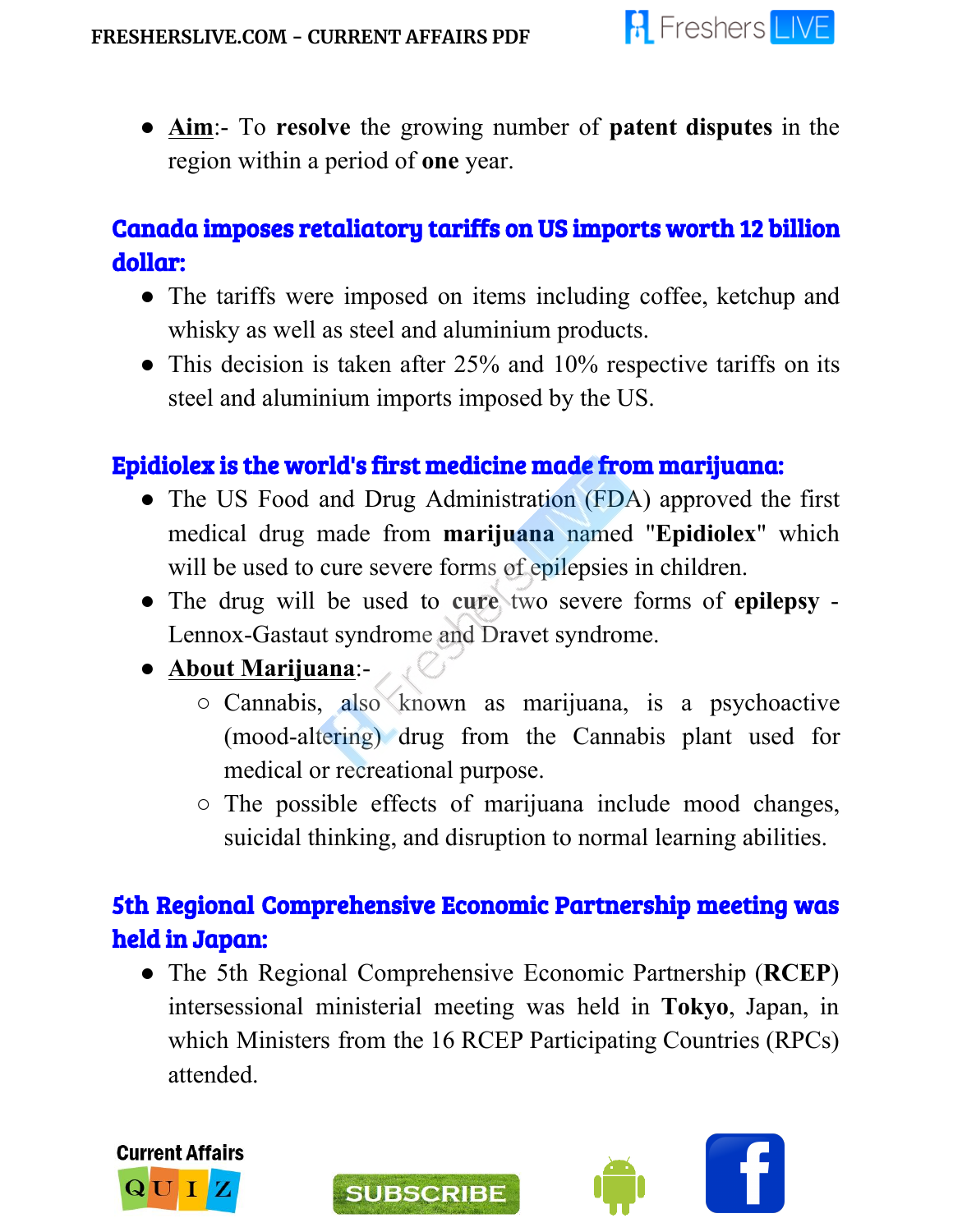- **Aim**:- To **resolve** the growing number of **patent disputes** in the region within a period of **one** year.

## Canada imposes retaliatory tariffs on US imports worth 12 billion dollar:

- The tariffs were imposed on items including coffee, ketchup and whisky as well as steel and aluminium products.
- This decision is taken after 25% and 10% respective tariffs on its steel and aluminium imports imposed by the US.

## Epidiolex is the world's first medicine made from marijuana:

- The US Food and Drug Administration (FDA) approved the first medical drug made from **marijuana** named "**Epidiolex**" which will be used to cure severe forms of epilepsies in children.
- The drug will be used to **cure** two severe forms of **epilepsy** - Lennox-Gastaut syndrome and Dravet syndrome.
- **About Marijuana**:-
  - Cannabis, also known as marijuana, is a psychoactive (mood-altering) drug from the Cannabis plant used for medical or recreational purpose.
  - The possible effects of marijuana include mood changes, suicidal thinking, and disruption to normal learning abilities.

## 5th Regional Comprehensive Economic Partnership meeting was held in Japan:

- The 5th Regional Comprehensive Economic Partnership (**RCEP**) intersessional ministerial meeting was held in **Tokyo**, Japan, in which Ministers from the 16 RCEP Participating Countries (RPCs) attended.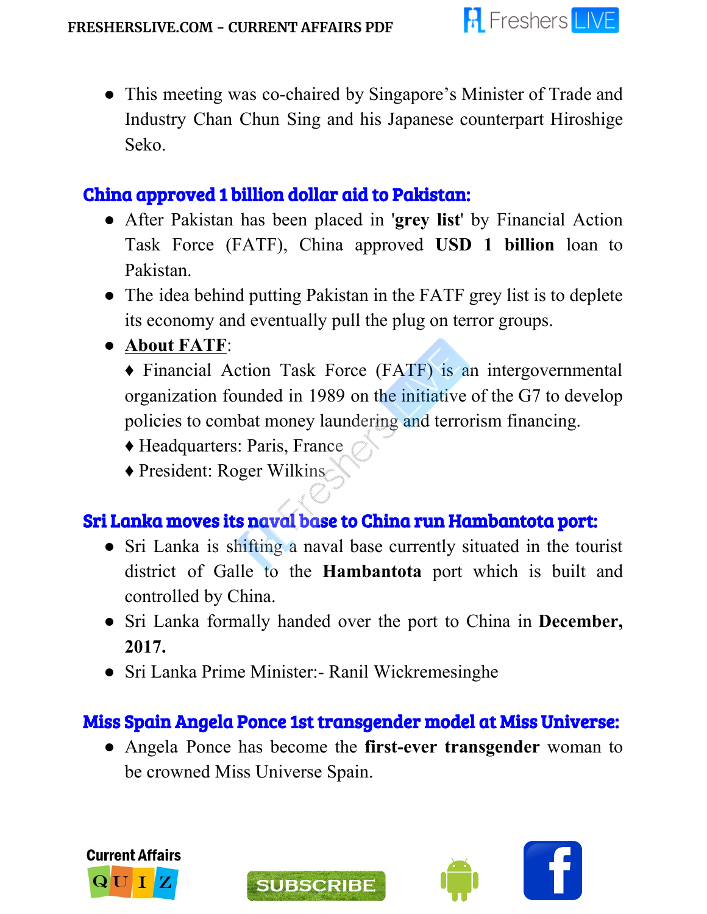- This meeting was co-chaired by Singapore's Minister of Trade and Industry Chan Chun Sing and his Japanese counterpart Hiroshige Seko.

## China approved 1 billion dollar aid to Pakistan:

- After Pakistan has been placed in '**grey list**' by Financial Action Task Force (FATF), China approved **USD 1 billion** loan to Pakistan.
- The idea behind putting Pakistan in the FATF grey list is to deplete its economy and eventually pull the plug on terror groups.
- **About FATF**:

  ♦ Financial Action Task Force (FATF) is an intergovernmental organization founded in 1989 on the initiative of the G7 to develop policies to combat money laundering and terrorism financing.

  ♦ Headquarters: Paris, France

  ♦ President: Roger Wilkins

## Sri Lanka moves its naval base to China run Hambantota port:

- Sri Lanka is shifting a naval base currently situated in the tourist district of Galle to the **Hambantota** port which is built and controlled by China.
- Sri Lanka formally handed over the port to China in **December, 2017.**
- Sri Lanka Prime Minister:- Ranil Wickremesinghe

## Miss Spain Angela Ponce 1st transgender model at Miss Universe:

- Angela Ponce has become the **first-ever transgender** woman to be crowned Miss Universe Spain.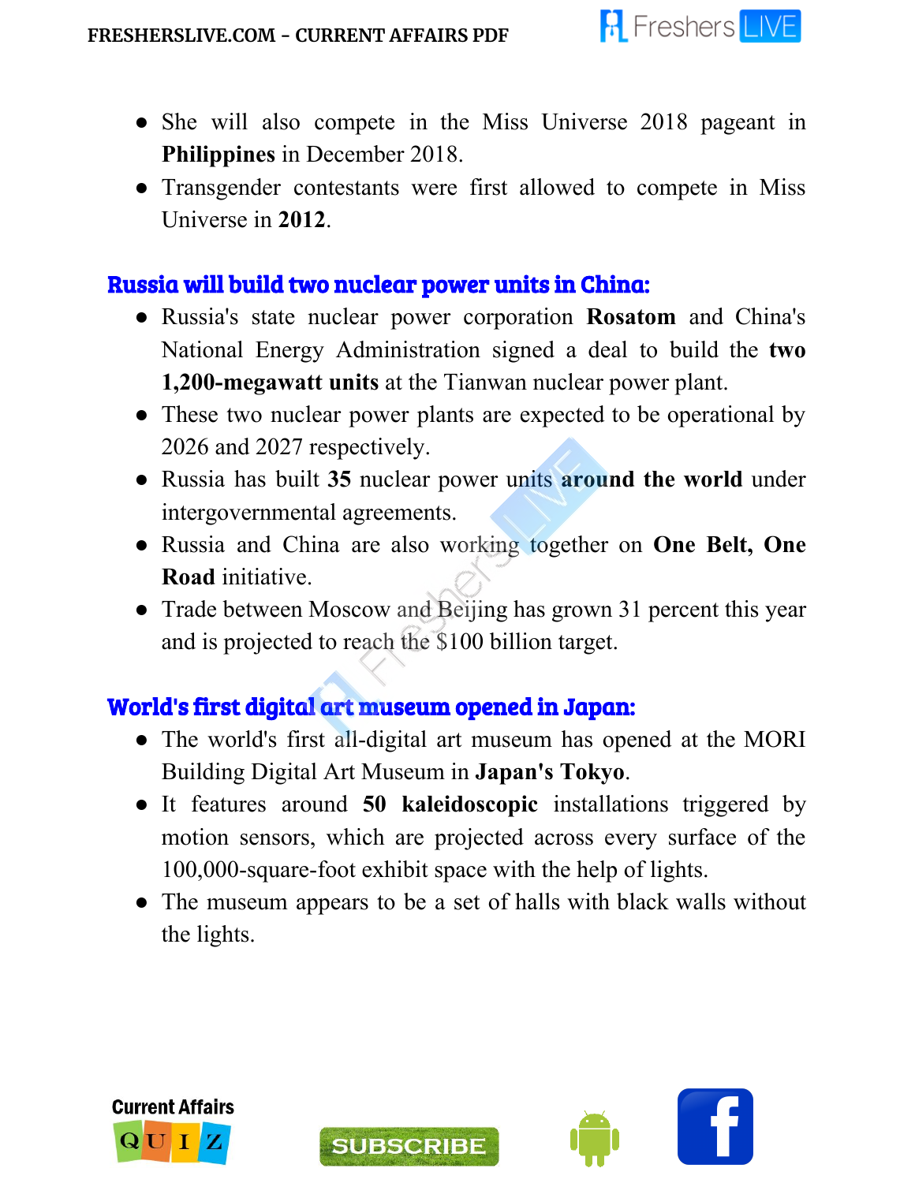- She will also compete in the Miss Universe 2018 pageant in **Philippines** in December 2018.
- Transgender contestants were first allowed to compete in Miss Universe in **2012**.

## Russia will build two nuclear power units in China:

- Russia's state nuclear power corporation **Rosatom** and China's National Energy Administration signed a deal to build the **two 1,200-megawatt units** at the Tianwan nuclear power plant.
- These two nuclear power plants are expected to be operational by 2026 and 2027 respectively.
- Russia has built **35** nuclear power units **around the world** under intergovernmental agreements.
- Russia and China are also working together on **One Belt, One Road** initiative.
- Trade between Moscow and Beijing has grown 31 percent this year and is projected to reach the $100 billion target.

## World's first digital art museum opened in Japan:

- The world's first all-digital art museum has opened at the MORI Building Digital Art Museum in **Japan's Tokyo**.
- It features around **50 kaleidoscopic** installations triggered by motion sensors, which are projected across every surface of the 100,000-square-foot exhibit space with the help of lights.
- The museum appears to be a set of halls with black walls without the lights.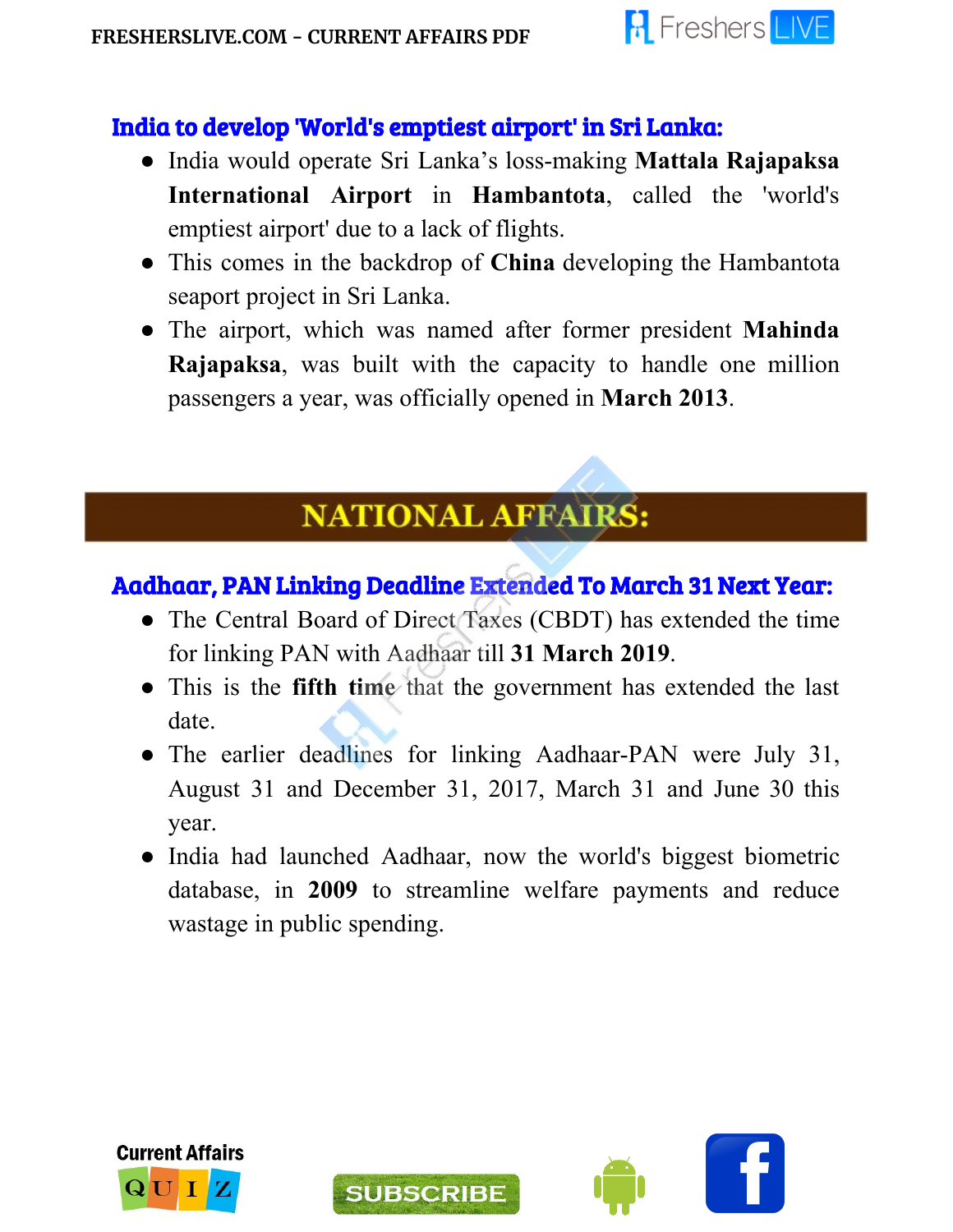### India to develop 'World's emptiest airport' in Sri Lanka:

- India would operate Sri Lanka's loss-making **Mattala Rajapaksa International Airport** in **Hambantota**, called the 'world's emptiest airport' due to a lack of flights.
- This comes in the backdrop of **China** developing the Hambantota seaport project in Sri Lanka.
- The airport, which was named after former president **Mahinda Rajapaksa**, was built with the capacity to handle one million passengers a year, was officially opened in **March 2013**.

## NATIONAL AFFAIRS:

### Aadhaar, PAN Linking Deadline Extended To March 31 Next Year:

- The Central Board of Direct Taxes (CBDT) has extended the time for linking PAN with Aadhaar till **31 March 2019**.
- This is the **fifth time** that the government has extended the last date.
- The earlier deadlines for linking Aadhaar-PAN were July 31, August 31 and December 31, 2017, March 31 and June 30 this year.
- India had launched Aadhaar, now the world's biggest biometric database, in **2009** to streamline welfare payments and reduce wastage in public spending.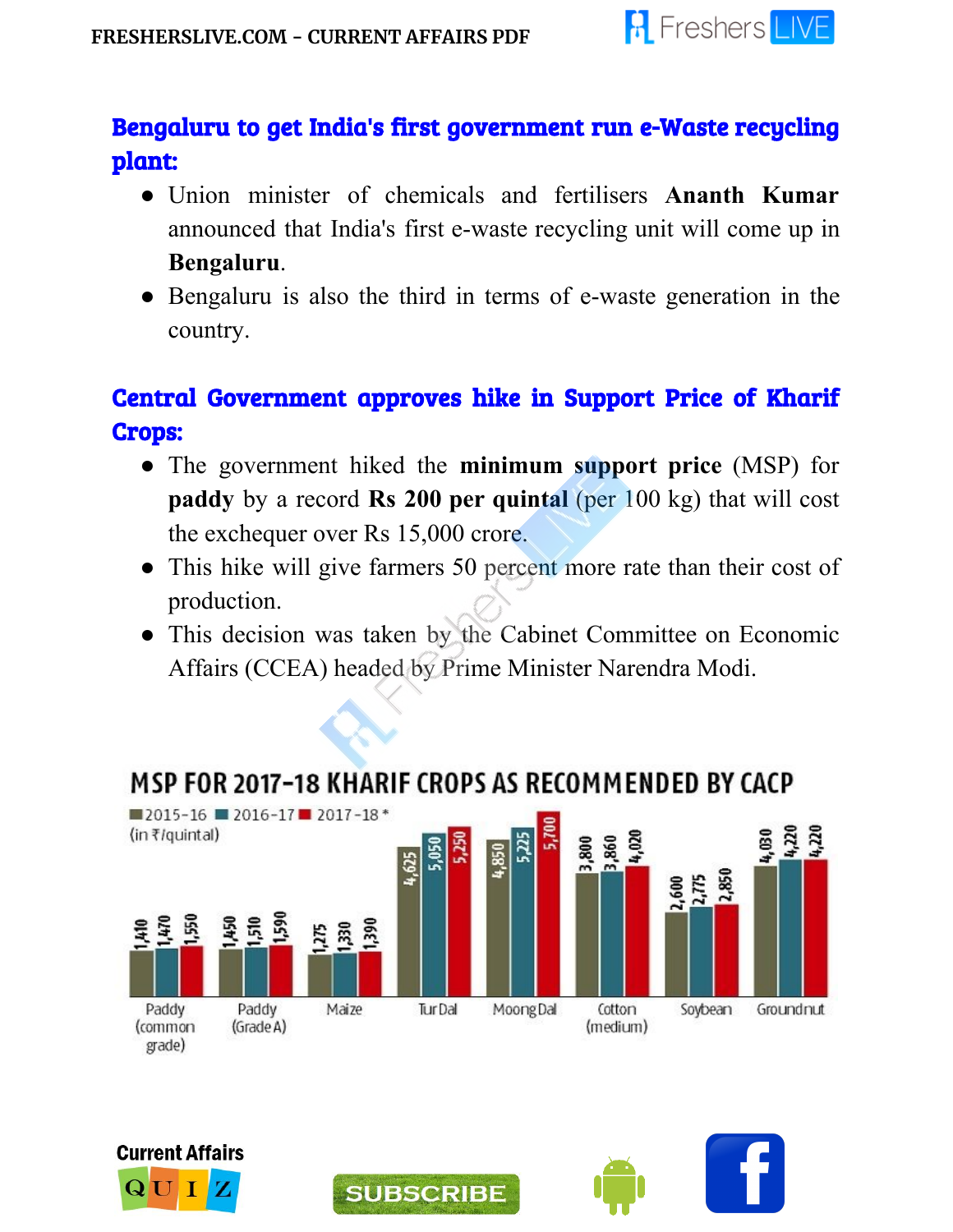## Bengaluru to get India's first government run e-Waste recycling plant:

- Union minister of chemicals and fertilisers **Ananth Kumar** announced that India's first e-waste recycling unit will come up in **Bengaluru**.
- Bengaluru is also the third in terms of e-waste generation in the country.

## Central Government approves hike in Support Price of Kharif Crops:

- The government hiked the **minimum support price** (MSP) for **paddy** by a record **Rs 200 per quintal** (per 100 kg) that will cost the exchequer over Rs 15,000 crore.
- This hike will give farmers 50 percent more rate than their cost of production.
- This decision was taken by the Cabinet Committee on Economic Affairs (CCEA) headed by Prime Minister Narendra Modi.

**MSP FOR 2017-18 KHARIF CROPS AS RECOMMENDED BY CACP**

(in ₹/quintal)

| Crop | 2015-16 | 2016-17 | 2017-18* |
|---|---|---|---|
| Paddy (common grade) | 1,410 | 1,470 | 1,550 |
| Paddy (Grade A) | 1,450 | 1,510 | 1,590 |
| Maize | 1,275 | 1,330 | 1,390 |
| Tur Dal | 4,625 | 5,050 | 5,250 |
| Moong Dal | 4,850 | 5,225 | 5,700 |
| Cotton (medium) | 3,800 | 3,860 | 4,020 |
| Soybean | 2,600 | 2,775 | 2,850 |
| Groundnut | 4,030 | 4,220 | 4,220 |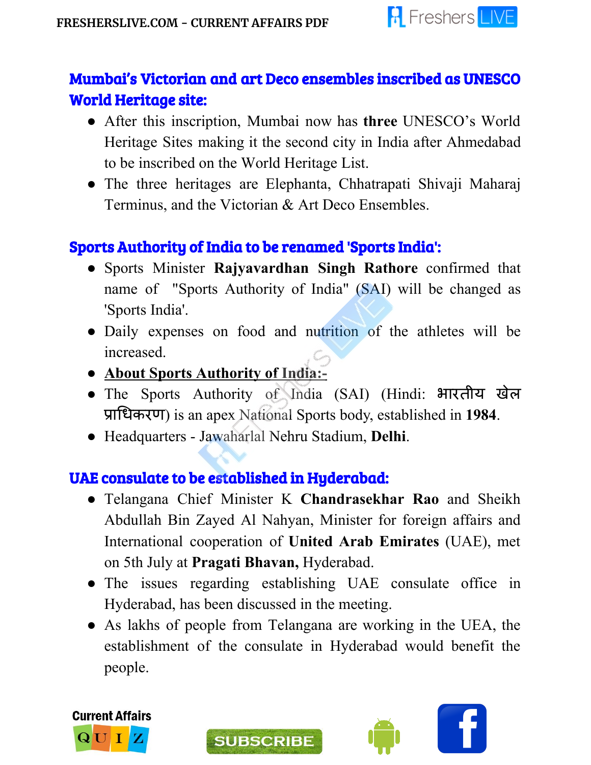## Mumbai's Victorian and art Deco ensembles inscribed as UNESCO World Heritage site:

- After this inscription, Mumbai now has **three** UNESCO's World Heritage Sites making it the second city in India after Ahmedabad to be inscribed on the World Heritage List.
- The three heritages are Elephanta, Chhatrapati Shivaji Maharaj Terminus, and the Victorian & Art Deco Ensembles.

## Sports Authority of India to be renamed 'Sports India':

- Sports Minister **Rajyavardhan Singh Rathore** confirmed that name of "Sports Authority of India" (SAI) will be changed as 'Sports India'.
- Daily expenses on food and nutrition of the athletes will be increased.
- **<u>About Sports Authority of India:-</u>**
- The Sports Authority of India (SAI) (Hindi: भारतीय खेल प्राधिकरण) is an apex National Sports body, established in **1984**.
- Headquarters - Jawaharlal Nehru Stadium, **Delhi**.

## UAE consulate to be established in Hyderabad:

- Telangana Chief Minister K **Chandrasekhar Rao** and Sheikh Abdullah Bin Zayed Al Nahyan, Minister for foreign affairs and International cooperation of **United Arab Emirates** (UAE), met on 5th July at **Pragati Bhavan,** Hyderabad.
- The issues regarding establishing UAE consulate office in Hyderabad, has been discussed in the meeting.
- As lakhs of people from Telangana are working in the UEA, the establishment of the consulate in Hyderabad would benefit the people.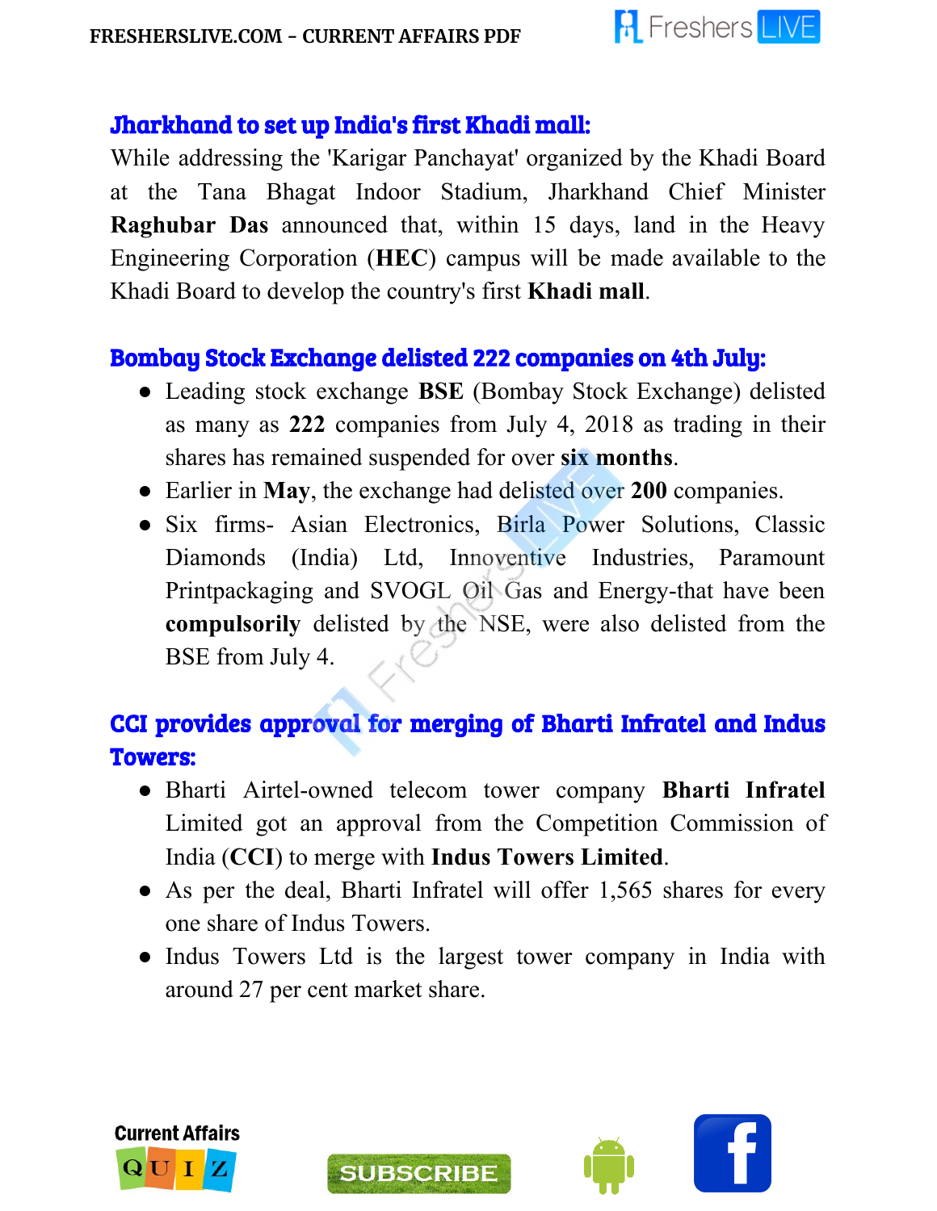## Jharkhand to set up India's first Khadi mall:

While addressing the 'Karigar Panchayat' organized by the Khadi Board at the Tana Bhagat Indoor Stadium, Jharkhand Chief Minister **Raghubar Das** announced that, within 15 days, land in the Heavy Engineering Corporation (**HEC**) campus will be made available to the Khadi Board to develop the country's first **Khadi mall**.

## Bombay Stock Exchange delisted 222 companies on 4th July:

- Leading stock exchange **BSE** (Bombay Stock Exchange) delisted as many as **222** companies from July 4, 2018 as trading in their shares has remained suspended for over **six months**.
- Earlier in **May**, the exchange had delisted over **200** companies.
- Six firms- Asian Electronics, Birla Power Solutions, Classic Diamonds (India) Ltd, Innoventive Industries, Paramount Printpackaging and SVOGL Oil Gas and Energy-that have been **compulsorily** delisted by the NSE, were also delisted from the BSE from July 4.

## CCI provides approval for merging of Bharti Infratel and Indus Towers:

- Bharti Airtel-owned telecom tower company **Bharti Infratel** Limited got an approval from the Competition Commission of India (**CCI**) to merge with **Indus Towers Limited**.
- As per the deal, Bharti Infratel will offer 1,565 shares for every one share of Indus Towers.
- Indus Towers Ltd is the largest tower company in India with around 27 per cent market share.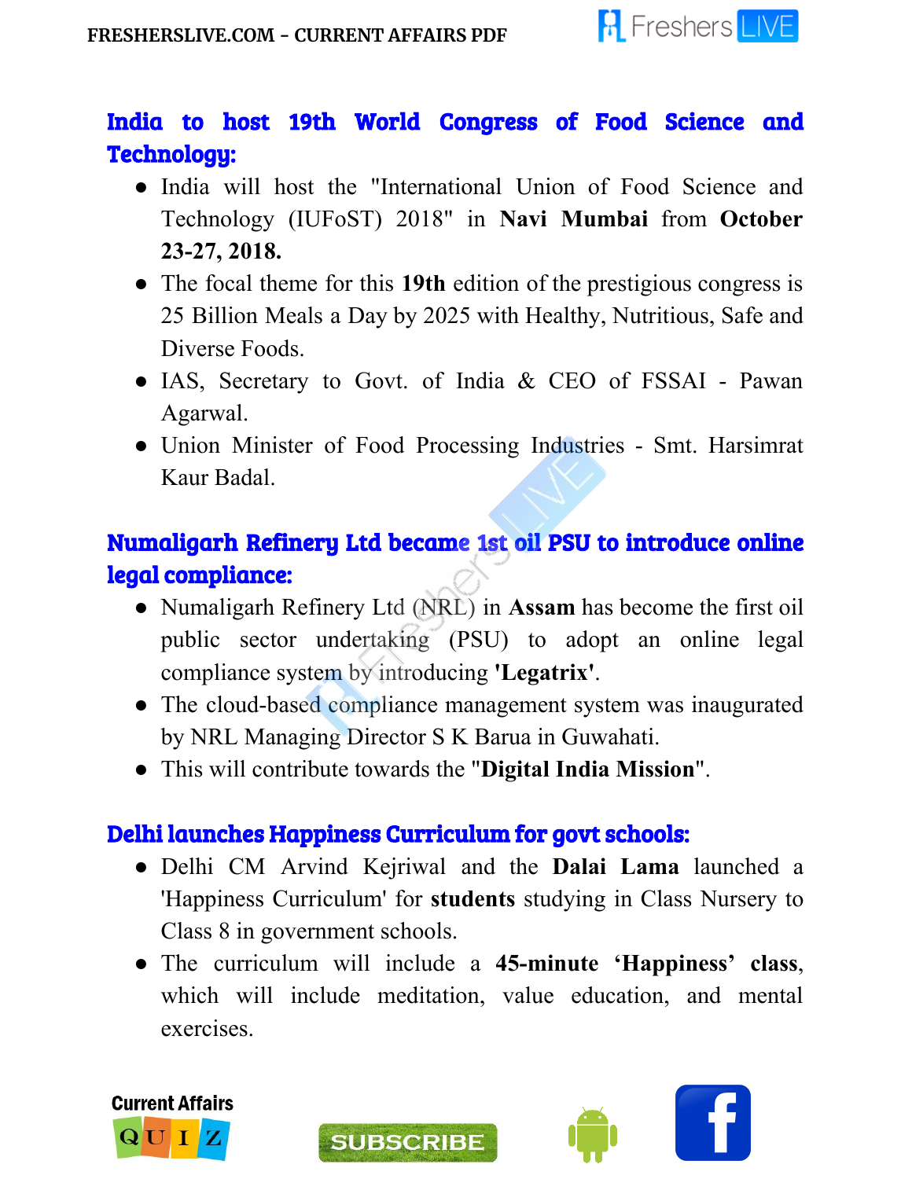## India to host 19th World Congress of Food Science and Technology:

- India will host the "International Union of Food Science and Technology (IUFoST) 2018" in **Navi Mumbai** from **October 23-27, 2018.**
- The focal theme for this **19th** edition of the prestigious congress is 25 Billion Meals a Day by 2025 with Healthy, Nutritious, Safe and Diverse Foods.
- IAS, Secretary to Govt. of India & CEO of FSSAI - Pawan Agarwal.
- Union Minister of Food Processing Industries - Smt. Harsimrat Kaur Badal.

## Numaligarh Refinery Ltd became 1st oil PSU to introduce online legal compliance:

- Numaligarh Refinery Ltd (NRL) in **Assam** has become the first oil public sector undertaking (PSU) to adopt an online legal compliance system by introducing **'Legatrix'**.
- The cloud-based compliance management system was inaugurated by NRL Managing Director S K Barua in Guwahati.
- This will contribute towards the "**Digital India Mission**".

## Delhi launches Happiness Curriculum for govt schools:

- Delhi CM Arvind Kejriwal and the **Dalai Lama** launched a 'Happiness Curriculum' for **students** studying in Class Nursery to Class 8 in government schools.
- The curriculum will include a **45-minute 'Happiness' class**, which will include meditation, value education, and mental exercises.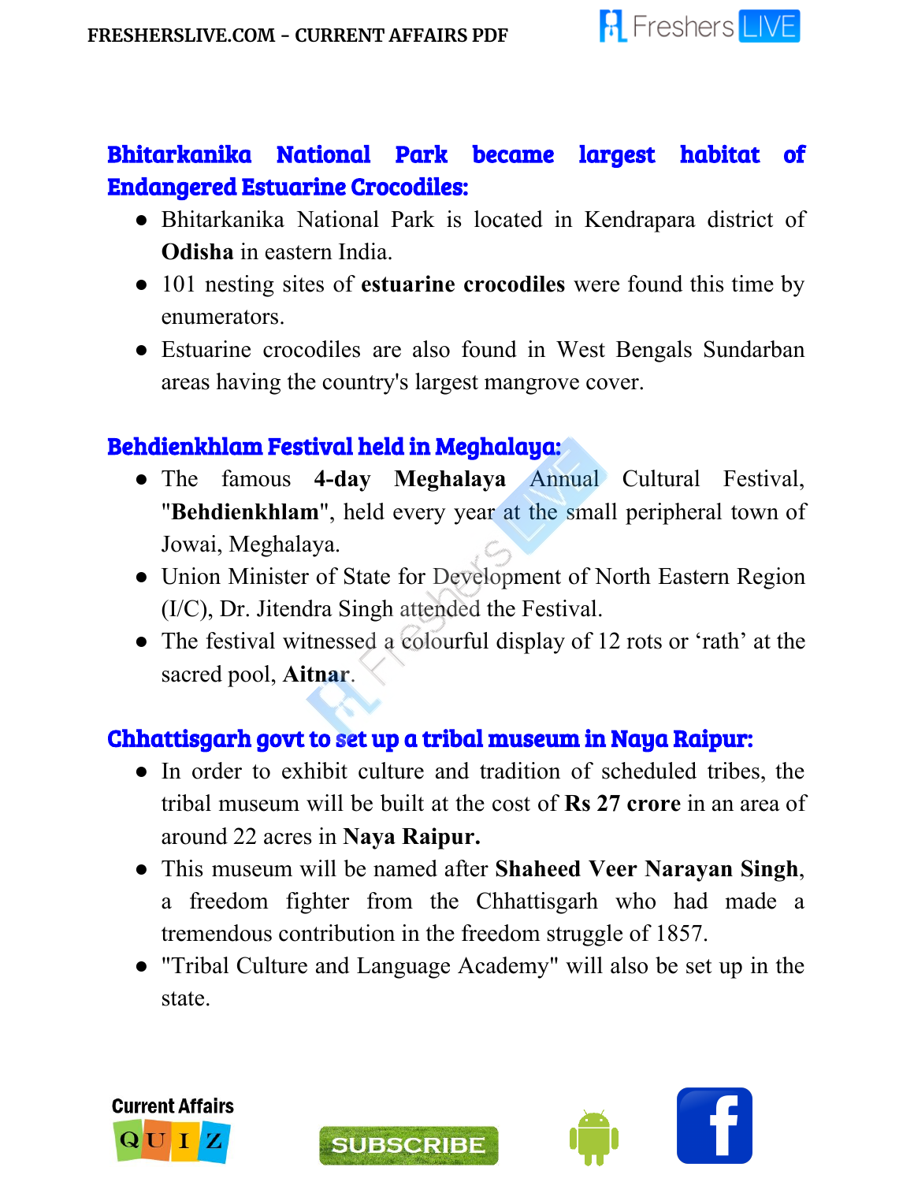## Bhitarkanika National Park became largest habitat of Endangered Estuarine Crocodiles:

- Bhitarkanika National Park is located in Kendrapara district of **Odisha** in eastern India.
- 101 nesting sites of **estuarine crocodiles** were found this time by enumerators.
- Estuarine crocodiles are also found in West Bengals Sundarban areas having the country's largest mangrove cover.

## Behdienkhlam Festival held in Meghalaya:

- The famous **4-day Meghalaya** Annual Cultural Festival, "**Behdienkhlam**", held every year at the small peripheral town of Jowai, Meghalaya.
- Union Minister of State for Development of North Eastern Region (I/C), Dr. Jitendra Singh attended the Festival.
- The festival witnessed a colourful display of 12 rots or 'rath' at the sacred pool, **Aitnar**.

## Chhattisgarh govt to set up a tribal museum in Naya Raipur:

- In order to exhibit culture and tradition of scheduled tribes, the tribal museum will be built at the cost of **Rs 27 crore** in an area of around 22 acres in **Naya Raipur.**
- This museum will be named after **Shaheed Veer Narayan Singh**, a freedom fighter from the Chhattisgarh who had made a tremendous contribution in the freedom struggle of 1857.
- "Tribal Culture and Language Academy" will also be set up in the state.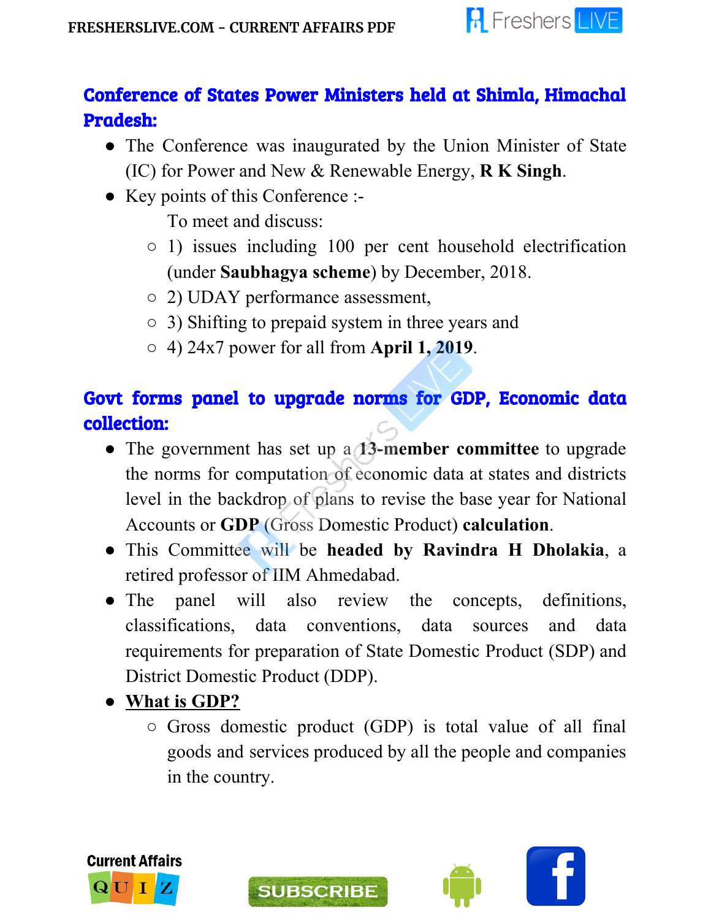## Conference of States Power Ministers held at Shimla, Himachal Pradesh:

- The Conference was inaugurated by the Union Minister of State (IC) for Power and New & Renewable Energy, **R K Singh**.
- Key points of this Conference :-

  To meet and discuss:

  - 1) issues including 100 per cent household electrification (under **Saubhagya scheme**) by December, 2018.
  - 2) UDAY performance assessment,
  - 3) Shifting to prepaid system in three years and
  - 4) 24x7 power for all from **April 1, 2019**.

## Govt forms panel to upgrade norms for GDP, Economic data collection:

- The government has set up a **13-member committee** to upgrade the norms for computation of economic data at states and districts level in the backdrop of plans to revise the base year for National Accounts or **GDP** (Gross Domestic Product) **calculation**.
- This Committee will be **headed by Ravindra H Dholakia**, a retired professor of IIM Ahmedabad.
- The panel will also review the concepts, definitions, classifications, data conventions, data sources and data requirements for preparation of State Domestic Product (SDP) and District Domestic Product (DDP).
- **What is GDP?**
  - Gross domestic product (GDP) is total value of all final goods and services produced by all the people and companies in the country.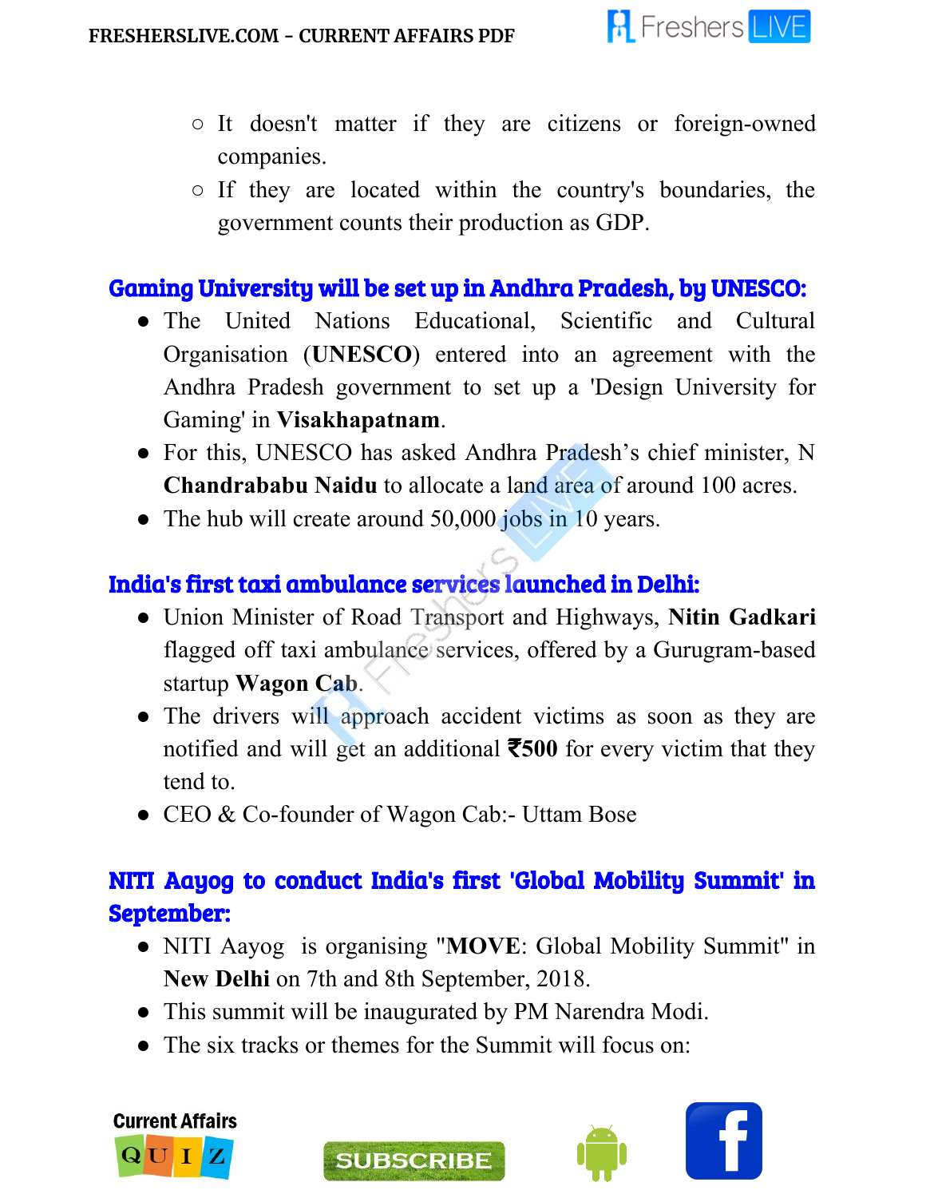- It doesn't matter if they are citizens or foreign-owned companies.
- If they are located within the country's boundaries, the government counts their production as GDP.

## Gaming University will be set up in Andhra Pradesh, by UNESCO:

- The United Nations Educational, Scientific and Cultural Organisation (**UNESCO**) entered into an agreement with the Andhra Pradesh government to set up a 'Design University for Gaming' in **Visakhapatnam**.
- For this, UNESCO has asked Andhra Pradesh's chief minister, N **Chandrababu Naidu** to allocate a land area of around 100 acres.
- The hub will create around 50,000 jobs in 10 years.

## India's first taxi ambulance services launched in Delhi:

- Union Minister of Road Transport and Highways, **Nitin Gadkari** flagged off taxi ambulance services, offered by a Gurugram-based startup **Wagon Cab**.
- The drivers will approach accident victims as soon as they are notified and will get an additional **₹500** for every victim that they tend to.
- CEO & Co-founder of Wagon Cab:- Uttam Bose

## NITI Aayog to conduct India's first 'Global Mobility Summit' in September:

- NITI Aayog is organising "**MOVE**: Global Mobility Summit" in **New Delhi** on 7th and 8th September, 2018.
- This summit will be inaugurated by PM Narendra Modi.
- The six tracks or themes for the Summit will focus on: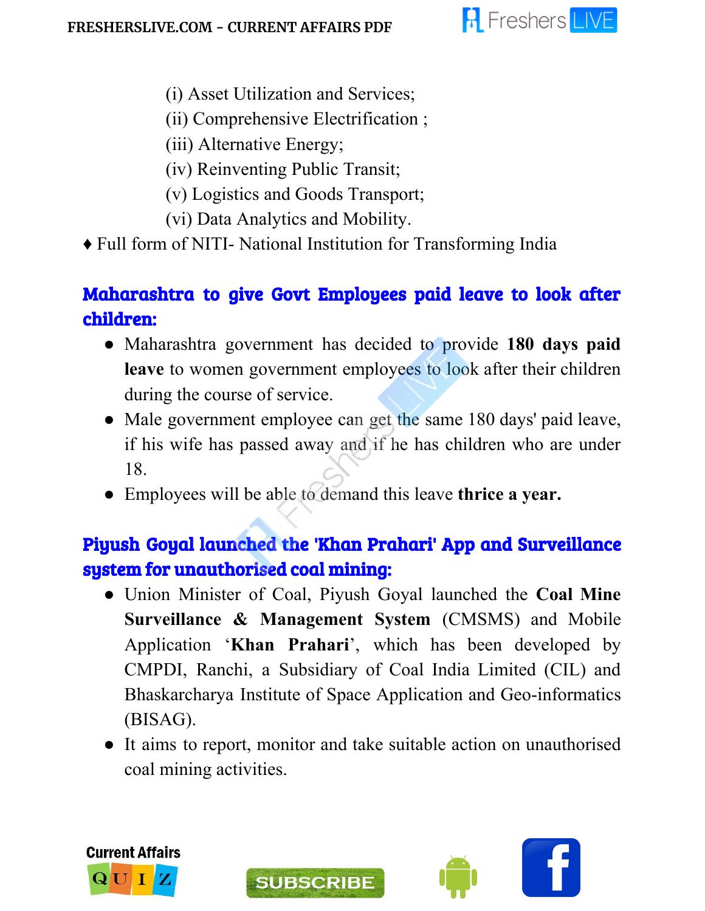(i) Asset Utilization and Services;
(ii) Comprehensive Electrification ;
(iii) Alternative Energy;
(iv) Reinventing Public Transit;
(v) Logistics and Goods Transport;
(vi) Data Analytics and Mobility.

♦ Full form of NITI- National Institution for Transforming India

## Maharashtra to give Govt Employees paid leave to look after children:

- Maharashtra government has decided to provide **180 days paid leave** to women government employees to look after their children during the course of service.
- Male government employee can get the same 180 days' paid leave, if his wife has passed away and if he has children who are under 18.
- Employees will be able to demand this leave **thrice a year.**

## Piyush Goyal launched the 'Khan Prahari' App and Surveillance system for unauthorised coal mining:

- Union Minister of Coal, Piyush Goyal launched the **Coal Mine Surveillance & Management System** (CMSMS) and Mobile Application '**Khan Prahari**', which has been developed by CMPDI, Ranchi, a Subsidiary of Coal India Limited (CIL) and Bhaskarcharya Institute of Space Application and Geo-informatics (BISAG).
- It aims to report, monitor and take suitable action on unauthorised coal mining activities.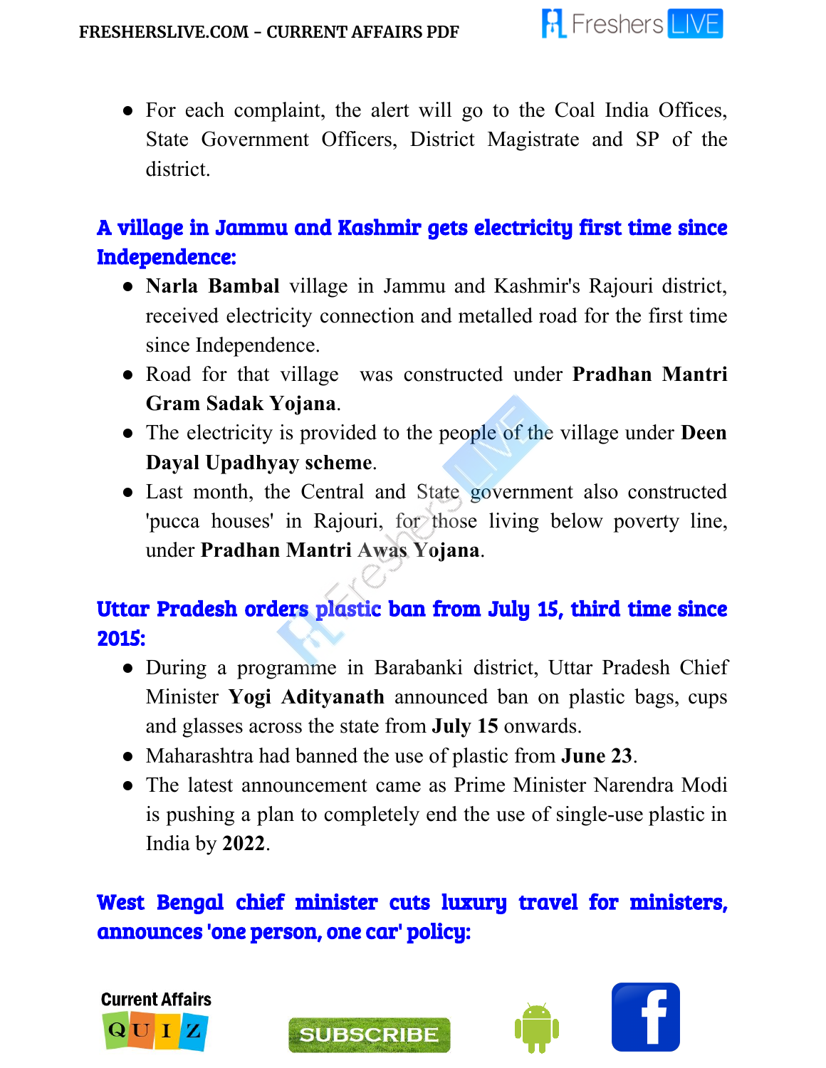- For each complaint, the alert will go to the Coal India Offices, State Government Officers, District Magistrate and SP of the district.

## A village in Jammu and Kashmir gets electricity first time since Independence:

- **Narla Bambal** village in Jammu and Kashmir's Rajouri district, received electricity connection and metalled road for the first time since Independence.
- Road for that village was constructed under **Pradhan Mantri Gram Sadak Yojana**.
- The electricity is provided to the people of the village under **Deen Dayal Upadhyay scheme**.
- Last month, the Central and State government also constructed 'pucca houses' in Rajouri, for those living below poverty line, under **Pradhan Mantri Awas Yojana**.

## Uttar Pradesh orders plastic ban from July 15, third time since 2015:

- During a programme in Barabanki district, Uttar Pradesh Chief Minister **Yogi Adityanath** announced ban on plastic bags, cups and glasses across the state from **July 15** onwards.
- Maharashtra had banned the use of plastic from **June 23**.
- The latest announcement came as Prime Minister Narendra Modi is pushing a plan to completely end the use of single-use plastic in India by **2022**.

## West Bengal chief minister cuts luxury travel for ministers, announces 'one person, one car' policy: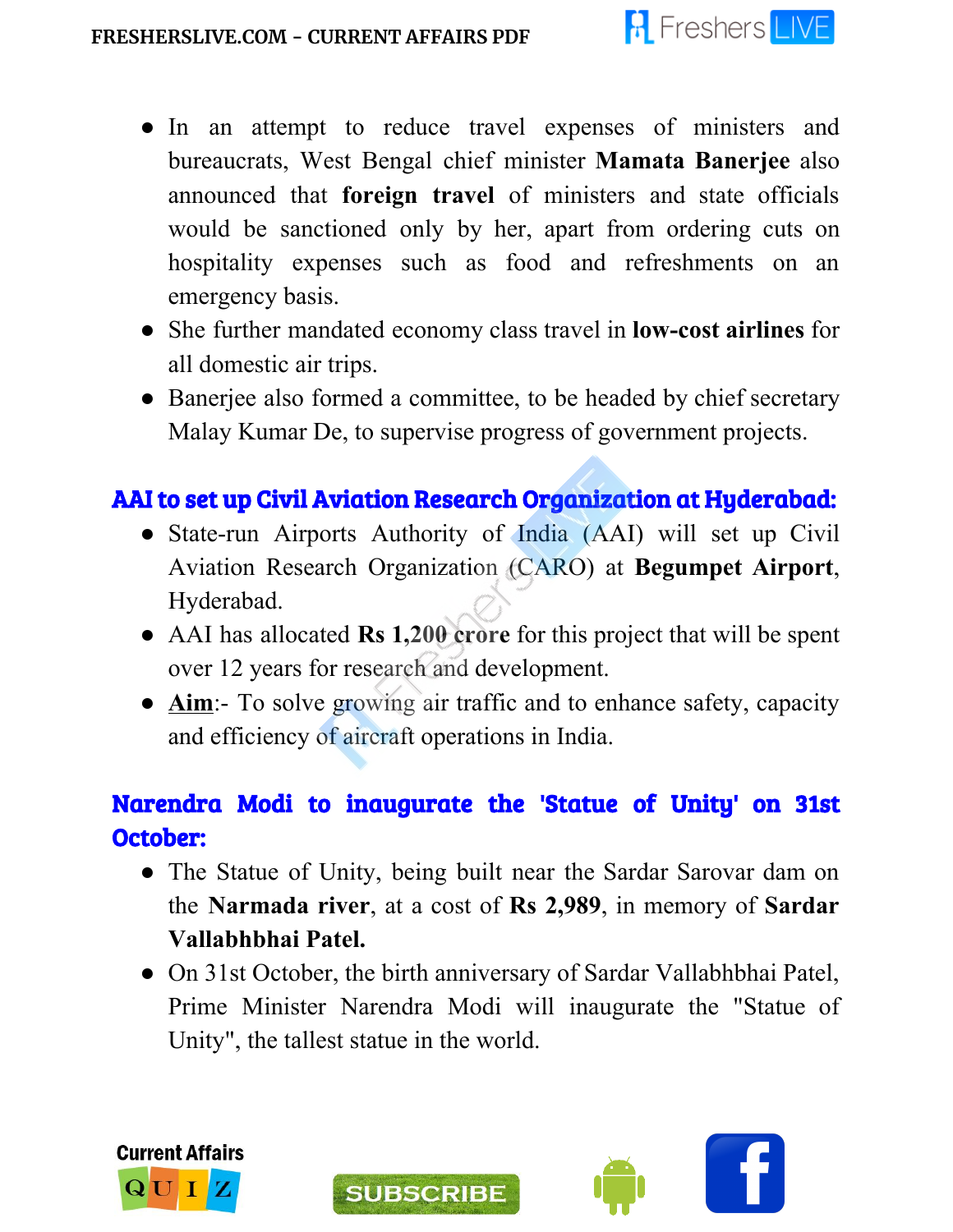- In an attempt to reduce travel expenses of ministers and bureaucrats, West Bengal chief minister **Mamata Banerjee** also announced that **foreign travel** of ministers and state officials would be sanctioned only by her, apart from ordering cuts on hospitality expenses such as food and refreshments on an emergency basis.
- She further mandated economy class travel in **low-cost airlines** for all domestic air trips.
- Banerjee also formed a committee, to be headed by chief secretary Malay Kumar De, to supervise progress of government projects.

## AAI to set up Civil Aviation Research Organization at Hyderabad:

- State-run Airports Authority of India (AAI) will set up Civil Aviation Research Organization (CARO) at **Begumpet Airport**, Hyderabad.
- AAI has allocated **Rs 1,200 crore** for this project that will be spent over 12 years for research and development.
- **Aim**:- To solve growing air traffic and to enhance safety, capacity and efficiency of aircraft operations in India.

## Narendra Modi to inaugurate the 'Statue of Unity' on 31st October:

- The Statue of Unity, being built near the Sardar Sarovar dam on the **Narmada river**, at a cost of **Rs 2,989**, in memory of **Sardar Vallabhbhai Patel.**
- On 31st October, the birth anniversary of Sardar Vallabhbhai Patel, Prime Minister Narendra Modi will inaugurate the "Statue of Unity", the tallest statue in the world.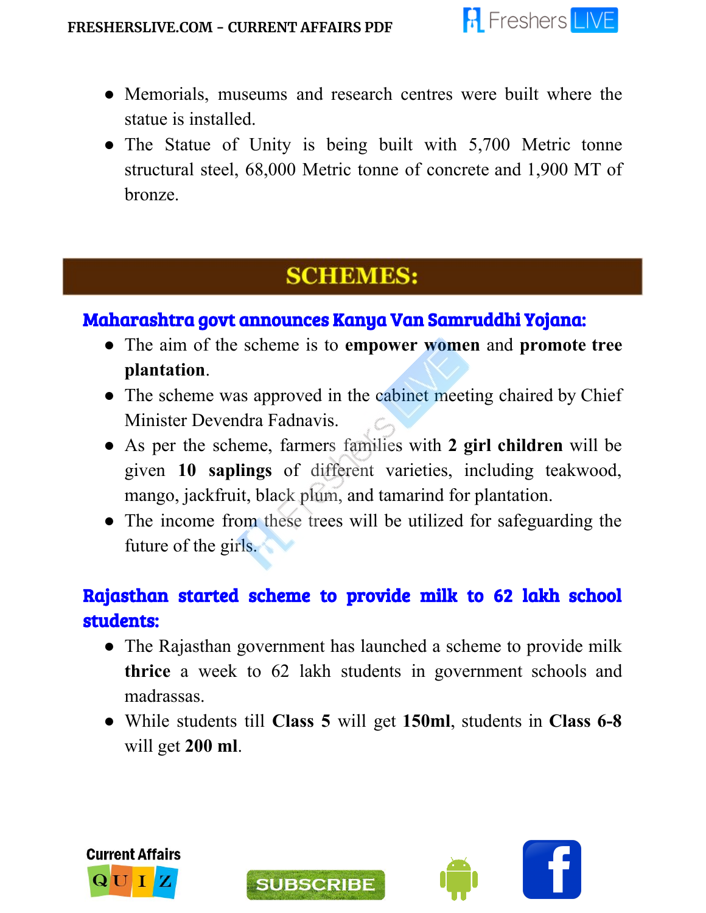- Memorials, museums and research centres were built where the statue is installed.
- The Statue of Unity is being built with 5,700 Metric tonne structural steel, 68,000 Metric tonne of concrete and 1,900 MT of bronze.

## SCHEMES:

### Maharashtra govt announces Kanya Van Samruddhi Yojana:

- The aim of the scheme is to **empower women** and **promote tree plantation**.
- The scheme was approved in the cabinet meeting chaired by Chief Minister Devendra Fadnavis.
- As per the scheme, farmers families with **2 girl children** will be given **10 saplings** of different varieties, including teakwood, mango, jackfruit, black plum, and tamarind for plantation.
- The income from these trees will be utilized for safeguarding the future of the girls.

### Rajasthan started scheme to provide milk to 62 lakh school students:

- The Rajasthan government has launched a scheme to provide milk **thrice** a week to 62 lakh students in government schools and madrassas.
- While students till **Class 5** will get **150ml**, students in **Class 6-8** will get **200 ml**.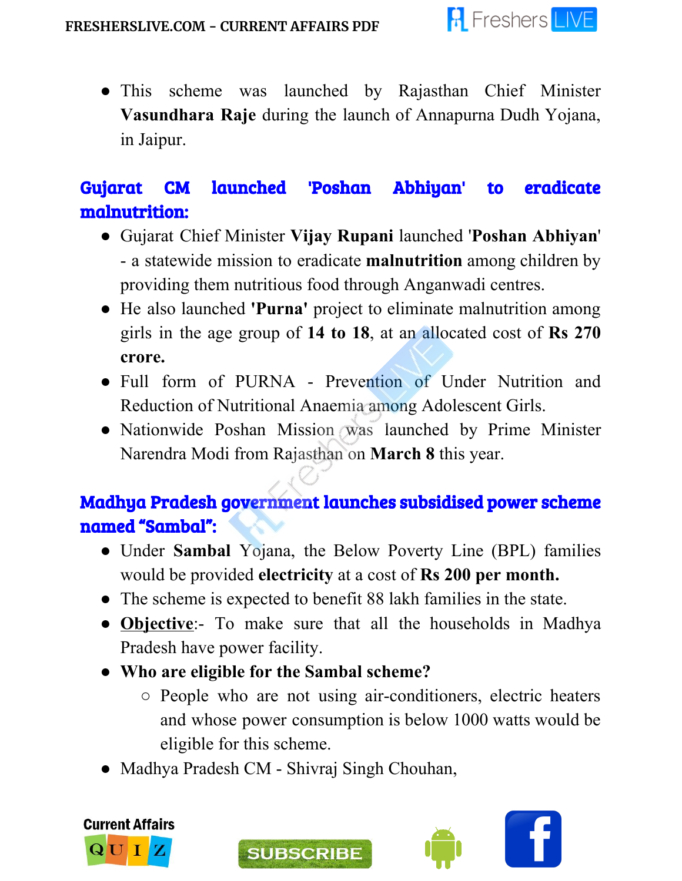- This scheme was launched by Rajasthan Chief Minister **Vasundhara Raje** during the launch of Annapurna Dudh Yojana, in Jaipur.

## Gujarat CM launched 'Poshan Abhiyan' to eradicate malnutrition:

- Gujarat Chief Minister **Vijay Rupani** launched '**Poshan Abhiyan**' - a statewide mission to eradicate **malnutrition** among children by providing them nutritious food through Anganwadi centres.
- He also launched **'Purna'** project to eliminate malnutrition among girls in the age group of **14 to 18**, at an allocated cost of **Rs 270 crore.**
- Full form of PURNA - Prevention of Under Nutrition and Reduction of Nutritional Anaemia among Adolescent Girls.
- Nationwide Poshan Mission was launched by Prime Minister Narendra Modi from Rajasthan on **March 8** this year.

## Madhya Pradesh government launches subsidised power scheme named "Sambal":

- Under **Sambal** Yojana, the Below Poverty Line (BPL) families would be provided **electricity** at a cost of **Rs 200 per month.**
- The scheme is expected to benefit 88 lakh families in the state.
- **Objective**:- To make sure that all the households in Madhya Pradesh have power facility.
- **Who are eligible for the Sambal scheme?**
  - People who are not using air-conditioners, electric heaters and whose power consumption is below 1000 watts would be eligible for this scheme.
- Madhya Pradesh CM - Shivraj Singh Chouhan,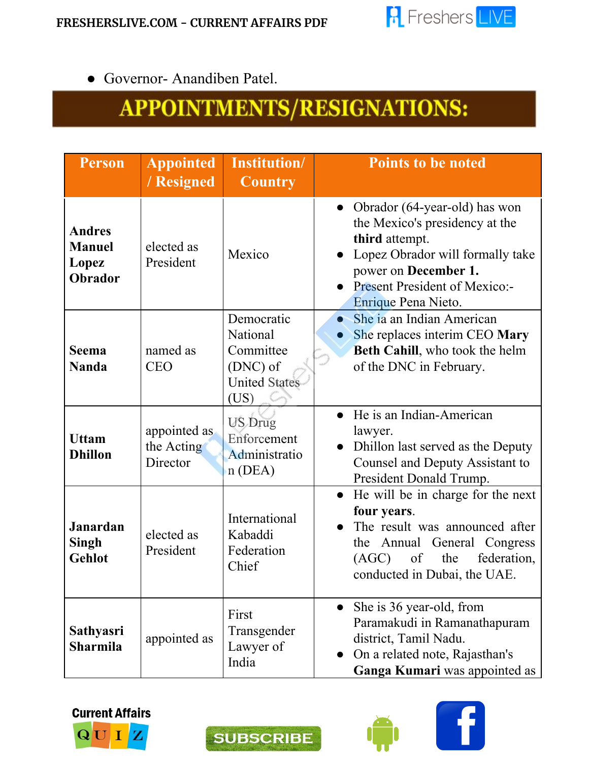- Governor- Anandiben Patel.

## APPOINTMENTS/RESIGNATIONS:

| Person | Appointed / Resigned | Institution/ Country | Points to be noted |
|---|---|---|---|
| **Andres Manuel Lopez Obrador** | elected as President | Mexico | • Obrador (64-year-old) has won the Mexico's presidency at the **third** attempt. • Lopez Obrador will formally take power on **December 1.** • Present President of Mexico:- Enrique Pena Nieto. |
| **Seema Nanda** | named as CEO | Democratic National Committee (DNC) of United States (US) | • She ia an Indian American • She replaces interim CEO **Mary Beth Cahill**, who took the helm of the DNC in February. |
| **Uttam Dhillon** | appointed as the Acting Director | US Drug Enforcement Administration (DEA) | • He is an Indian-American lawyer. • Dhillon last served as the Deputy Counsel and Deputy Assistant to President Donald Trump. |
| **Janardan Singh Gehlot** | elected as President | International Kabaddi Federation Chief | • He will be in charge for the next **four years**. • The result was announced after the Annual General Congress (AGC) of the federation, conducted in Dubai, the UAE. |
| **Sathyasri Sharmila** | appointed as | First Transgender Lawyer of India | • She is 36 year-old, from Paramakudi in Ramanathapuram district, Tamil Nadu. • On a related note, Rajasthan's **Ganga Kumari** was appointed as |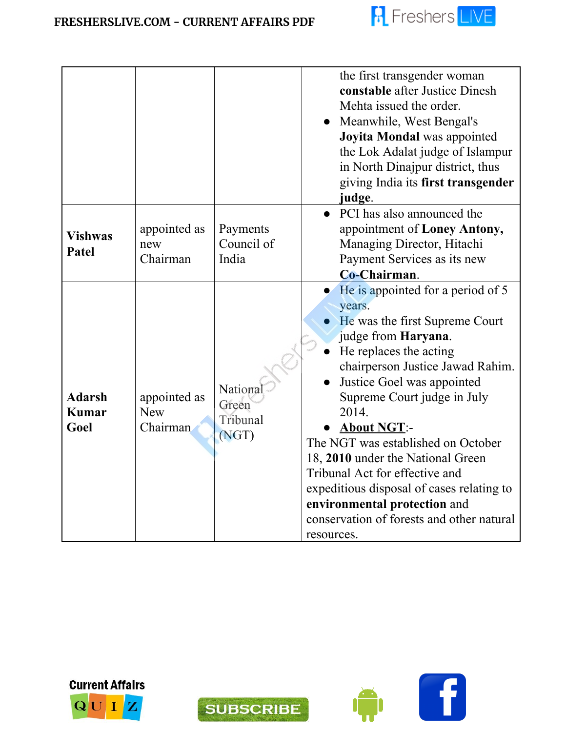| | | | |
|---|---|---|---|
| | | | the first transgender woman **constable** after Justice Dinesh Mehta issued the order.<br>● Meanwhile, West Bengal's **Joyita Mondal** was appointed the Lok Adalat judge of Islampur in North Dinajpur district, thus giving India its **first transgender judge**. |
| **Vishwas Patel** | appointed as new Chairman | Payments Council of India | ● PCI has also announced the appointment of **Loney Antony,** Managing Director, Hitachi Payment Services as its new **Co-Chairman**. |
| **Adarsh Kumar Goel** | appointed as New Chairman | National Green Tribunal (NGT) | ● He is appointed for a period of 5 years.<br>● He was the first Supreme Court judge from **Haryana**.<br>● He replaces the acting chairperson Justice Jawad Rahim.<br>● Justice Goel was appointed Supreme Court judge in July 2014.<br>● **About NGT**:-<br>The NGT was established on October 18, **2010** under the National Green Tribunal Act for effective and expeditious disposal of cases relating to **environmental protection** and conservation of forests and other natural resources. |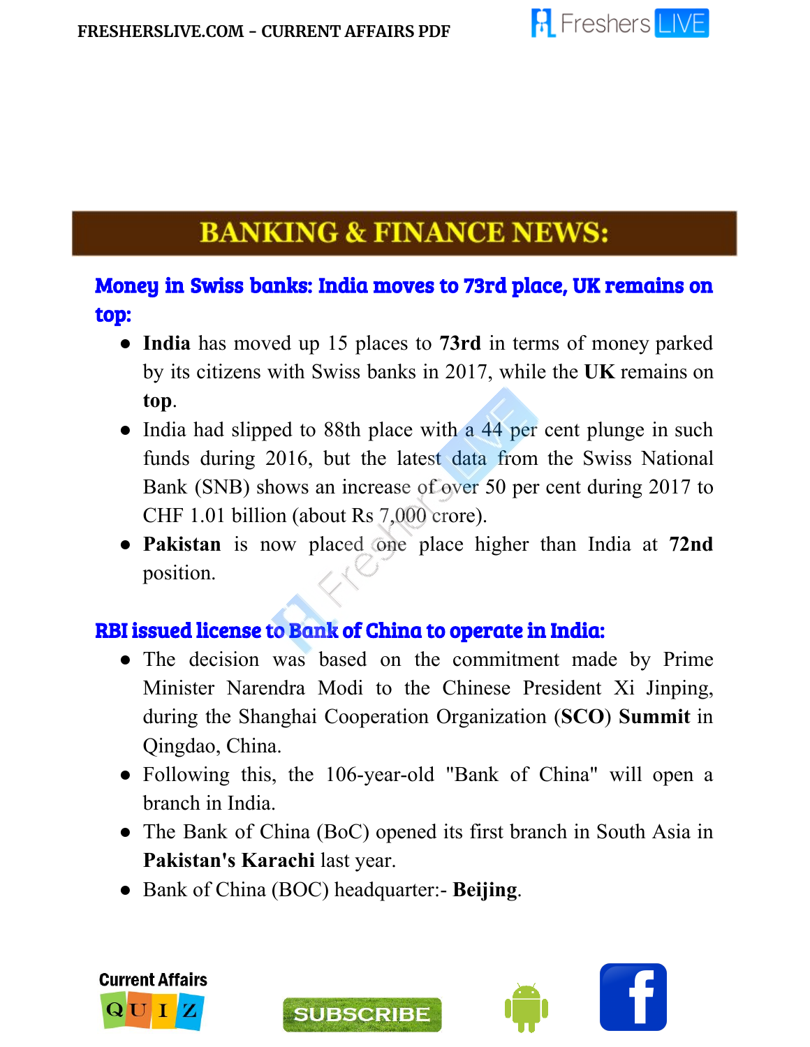# BANKING & FINANCE NEWS:

## Money in Swiss banks: India moves to 73rd place, UK remains on top:

- **India** has moved up 15 places to **73rd** in terms of money parked by its citizens with Swiss banks in 2017, while the **UK** remains on **top**.
- India had slipped to 88th place with a 44 per cent plunge in such funds during 2016, but the latest data from the Swiss National Bank (SNB) shows an increase of over 50 per cent during 2017 to CHF 1.01 billion (about Rs 7,000 crore).
- **Pakistan** is now placed one place higher than India at **72nd** position.

## RBI issued license to Bank of China to operate in India:

- The decision was based on the commitment made by Prime Minister Narendra Modi to the Chinese President Xi Jinping, during the Shanghai Cooperation Organization (**SCO**) **Summit** in Qingdao, China.
- Following this, the 106-year-old "Bank of China" will open a branch in India.
- The Bank of China (BoC) opened its first branch in South Asia in **Pakistan's Karachi** last year.
- Bank of China (BOC) headquarter:- **Beijing**.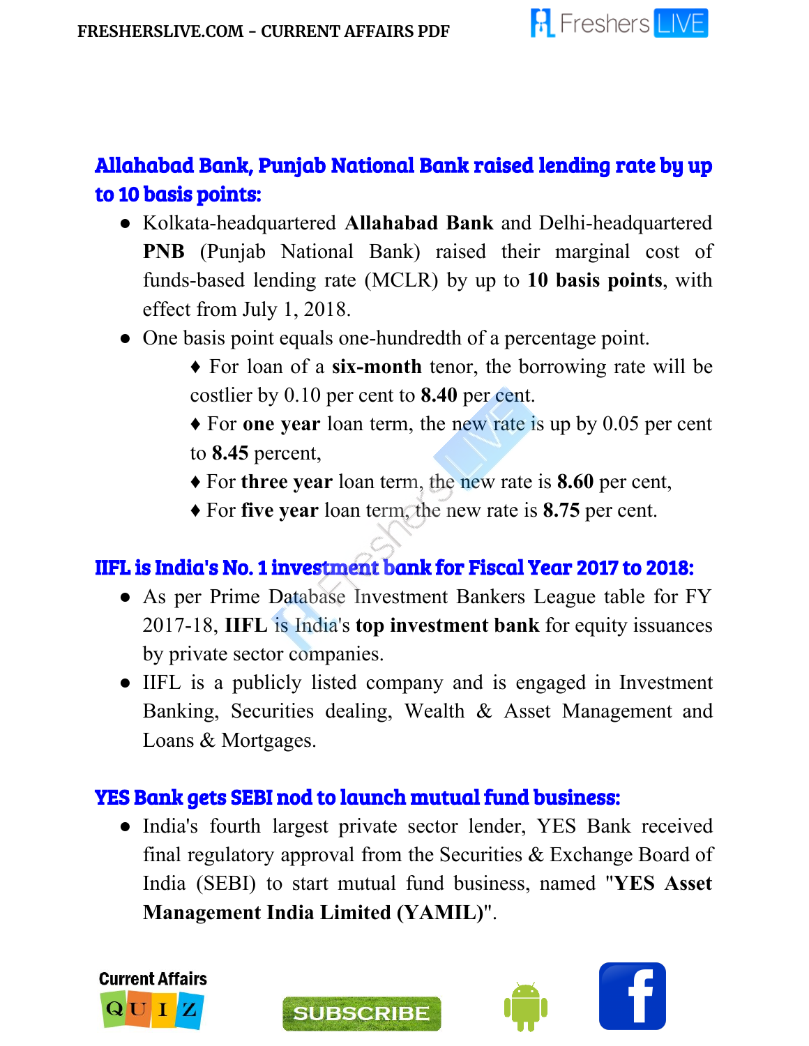## Allahabad Bank, Punjab National Bank raised lending rate by up to 10 basis points:

- Kolkata-headquartered **Allahabad Bank** and Delhi-headquartered **PNB** (Punjab National Bank) raised their marginal cost of funds-based lending rate (MCLR) by up to **10 basis points**, with effect from July 1, 2018.
- One basis point equals one-hundredth of a percentage point.
  - ♦ For loan of a **six-month** tenor, the borrowing rate will be costlier by 0.10 per cent to **8.40** per cent.
  - ♦ For **one year** loan term, the new rate is up by 0.05 per cent to **8.45** percent,
  - ♦ For **three year** loan term, the new rate is **8.60** per cent,
  - ♦ For **five year** loan term, the new rate is **8.75** per cent.

## IIFL is India's No. 1 investment bank for Fiscal Year 2017 to 2018:

- As per Prime Database Investment Bankers League table for FY 2017-18, **IIFL** is India's **top investment bank** for equity issuances by private sector companies.
- IIFL is a publicly listed company and is engaged in Investment Banking, Securities dealing, Wealth & Asset Management and Loans & Mortgages.

## YES Bank gets SEBI nod to launch mutual fund business:

- India's fourth largest private sector lender, YES Bank received final regulatory approval from the Securities & Exchange Board of India (SEBI) to start mutual fund business, named "**YES Asset Management India Limited (YAMIL)**".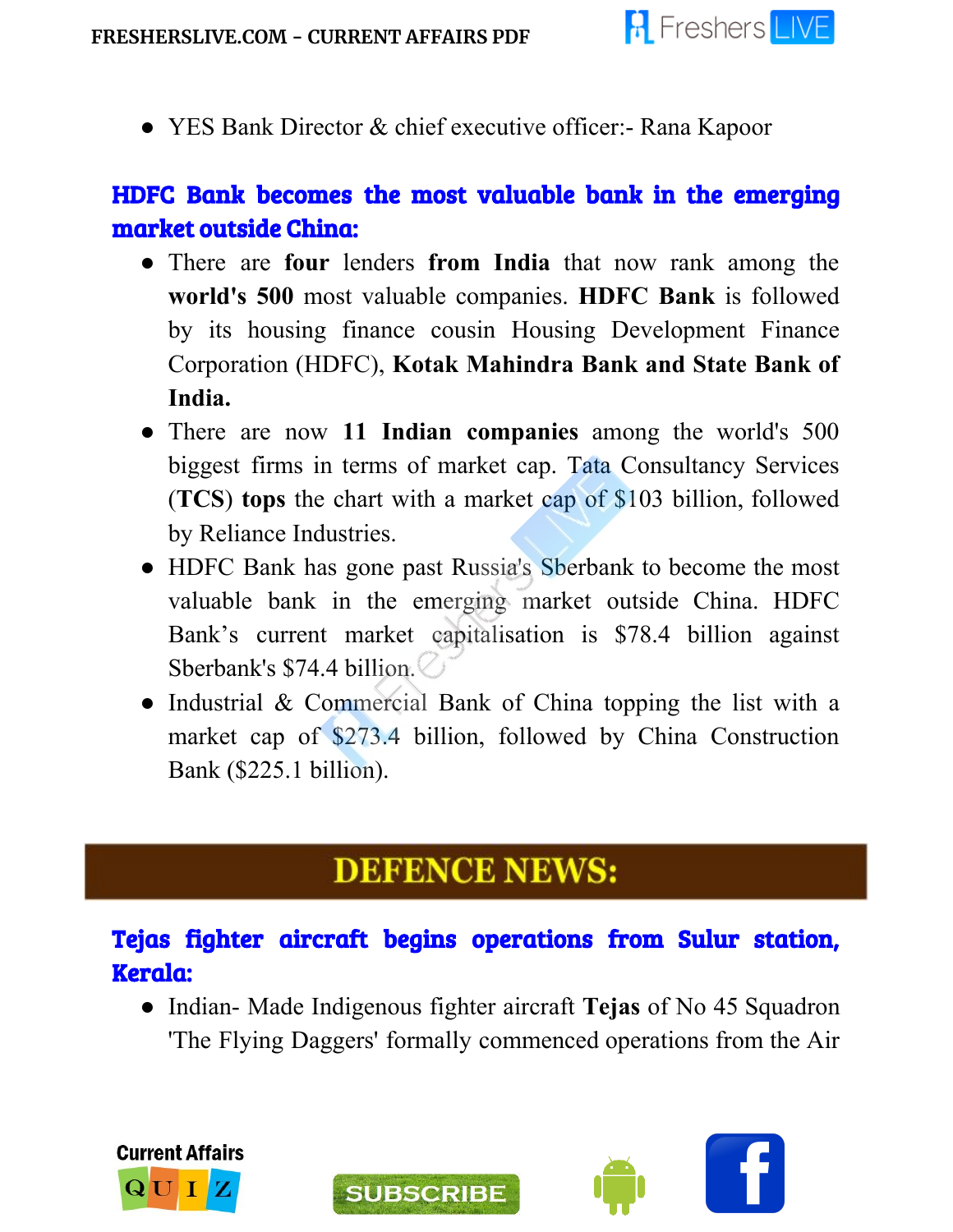- YES Bank Director & chief executive officer:- Rana Kapoor

## HDFC Bank becomes the most valuable bank in the emerging market outside China:

- There are **four** lenders **from India** that now rank among the **world's 500** most valuable companies. **HDFC Bank** is followed by its housing finance cousin Housing Development Finance Corporation (HDFC), **Kotak Mahindra Bank and State Bank of India.**
- There are now **11 Indian companies** among the world's 500 biggest firms in terms of market cap. Tata Consultancy Services (**TCS**) **tops** the chart with a market cap of $103 billion, followed by Reliance Industries.
- HDFC Bank has gone past Russia's Sberbank to become the most valuable bank in the emerging market outside China. HDFC Bank's current market capitalisation is $78.4 billion against Sberbank's $74.4 billion.
- Industrial & Commercial Bank of China topping the list with a market cap of $273.4 billion, followed by China Construction Bank ($225.1 billion).

# DEFENCE NEWS:

## Tejas fighter aircraft begins operations from Sulur station, Kerala:

- Indian- Made Indigenous fighter aircraft **Tejas** of No 45 Squadron 'The Flying Daggers' formally commenced operations from the Air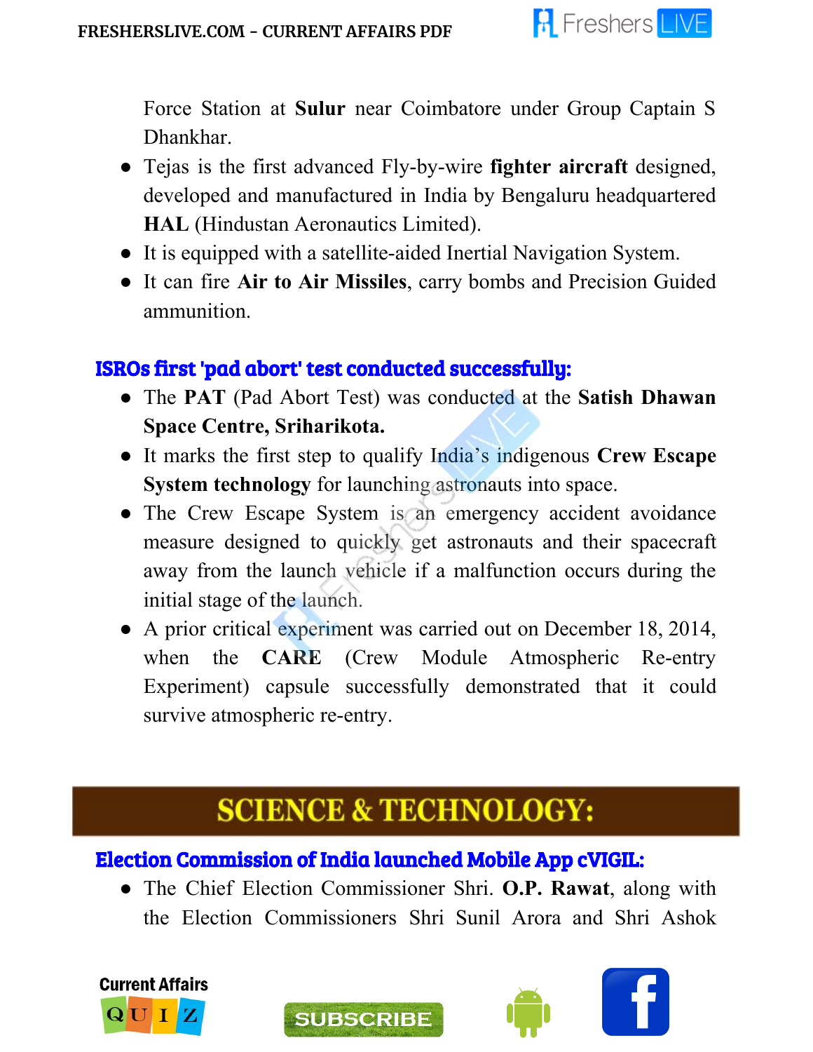Force Station at **Sulur** near Coimbatore under Group Captain S Dhankhar.

- Tejas is the first advanced Fly-by-wire **fighter aircraft** designed, developed and manufactured in India by Bengaluru headquartered **HAL** (Hindustan Aeronautics Limited).
- It is equipped with a satellite-aided Inertial Navigation System.
- It can fire **Air to Air Missiles**, carry bombs and Precision Guided ammunition.

### ISROs first 'pad abort' test conducted successfully:

- The **PAT** (Pad Abort Test) was conducted at the **Satish Dhawan Space Centre, Sriharikota.**
- It marks the first step to qualify India's indigenous **Crew Escape System technology** for launching astronauts into space.
- The Crew Escape System is an emergency accident avoidance measure designed to quickly get astronauts and their spacecraft away from the launch vehicle if a malfunction occurs during the initial stage of the launch.
- A prior critical experiment was carried out on December 18, 2014, when the **CARE** (Crew Module Atmospheric Re-entry Experiment) capsule successfully demonstrated that it could survive atmospheric re-entry.

## SCIENCE & TECHNOLOGY:

### Election Commission of India launched Mobile App cVIGIL:

- The Chief Election Commissioner Shri. **O.P. Rawat**, along with the Election Commissioners Shri Sunil Arora and Shri Ashok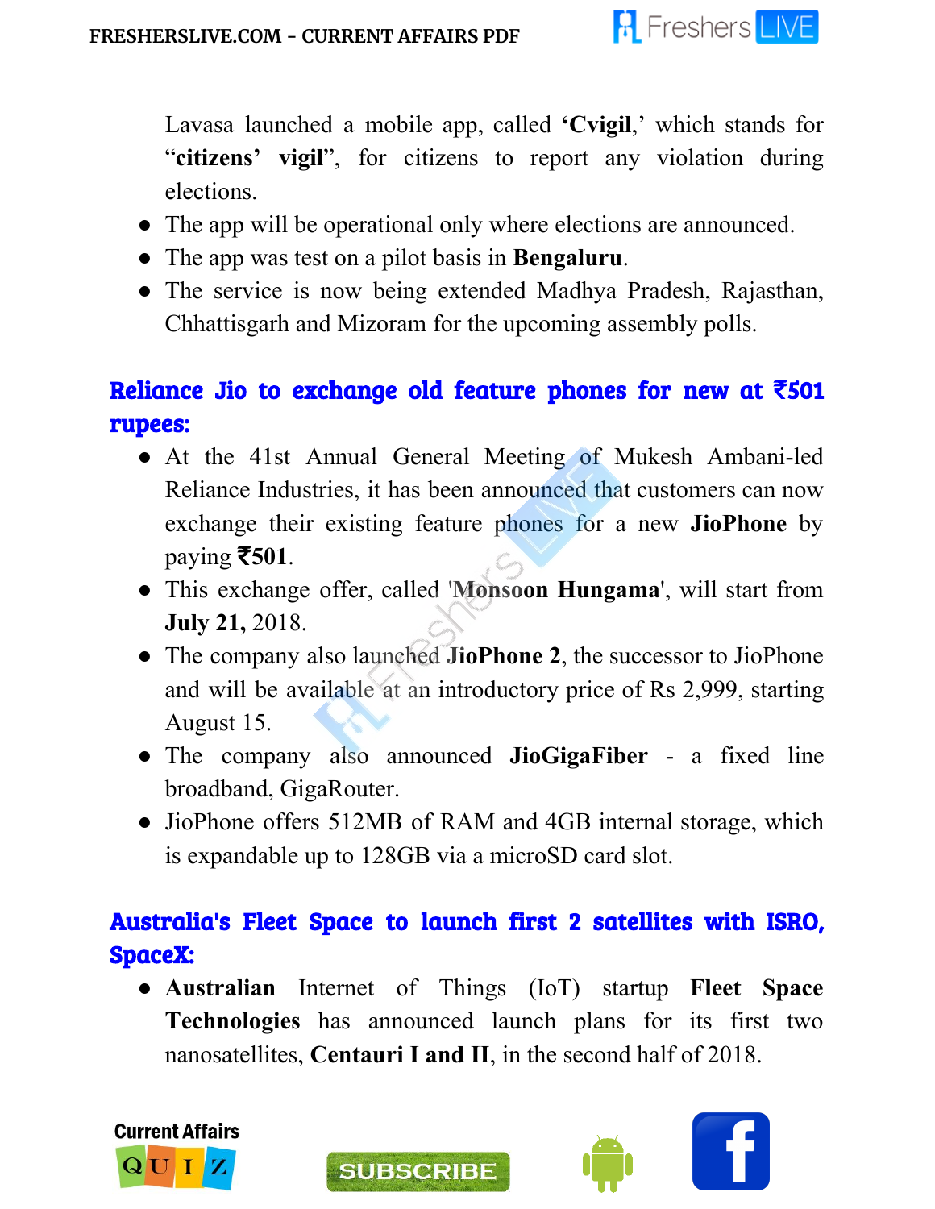Lavasa launched a mobile app, called **'Cvigil,'** which stands for "**citizens' vigil**", for citizens to report any violation during elections.

- The app will be operational only where elections are announced.
- The app was test on a pilot basis in **Bengaluru**.
- The service is now being extended Madhya Pradesh, Rajasthan, Chhattisgarh and Mizoram for the upcoming assembly polls.

## Reliance Jio to exchange old feature phones for new at ₹501 rupees:

- At the 41st Annual General Meeting of Mukesh Ambani-led Reliance Industries, it has been announced that customers can now exchange their existing feature phones for a new **JioPhone** by paying **₹501**.
- This exchange offer, called '**Monsoon Hungama**', will start from **July 21,** 2018.
- The company also launched **JioPhone 2**, the successor to JioPhone and will be available at an introductory price of Rs 2,999, starting August 15.
- The company also announced **JioGigaFiber** - a fixed line broadband, GigaRouter.
- JioPhone offers 512MB of RAM and 4GB internal storage, which is expandable up to 128GB via a microSD card slot.

## Australia's Fleet Space to launch first 2 satellites with ISRO, SpaceX:

- **Australian** Internet of Things (IoT) startup **Fleet Space Technologies** has announced launch plans for its first two nanosatellites, **Centauri I and II**, in the second half of 2018.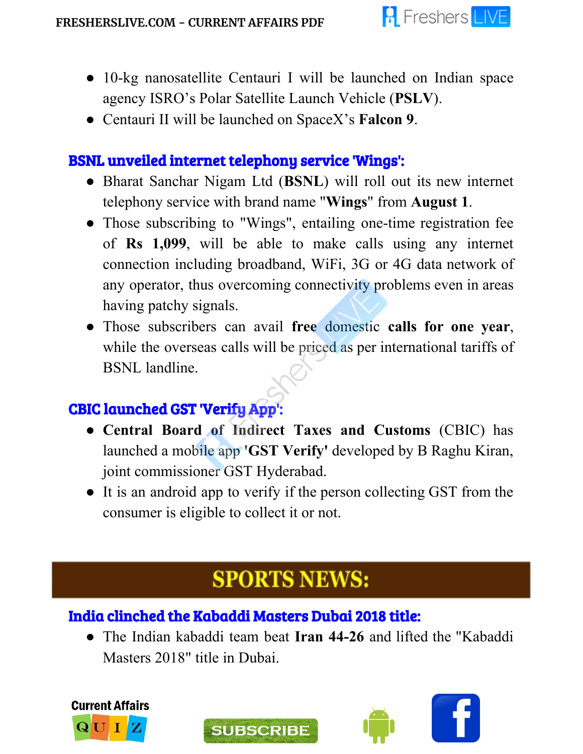- 10-kg nanosatellite Centauri I will be launched on Indian space agency ISRO's Polar Satellite Launch Vehicle (**PSLV**).
- Centauri II will be launched on SpaceX's **Falcon 9**.

### BSNL unveiled internet telephony service 'Wings':

- Bharat Sanchar Nigam Ltd (**BSNL**) will roll out its new internet telephony service with brand name "**Wings**" from **August 1**.
- Those subscribing to "Wings", entailing one-time registration fee of **Rs 1,099**, will be able to make calls using any internet connection including broadband, WiFi, 3G or 4G data network of any operator, thus overcoming connectivity problems even in areas having patchy signals.
- Those subscribers can avail **free** domestic **calls for one year**, while the overseas calls will be priced as per international tariffs of BSNL landline.

### CBIC launched GST 'Verify App':

- **Central Board of Indirect Taxes and Customs** (CBIC) has launched a mobile app **'GST Verify'** developed by B Raghu Kiran, joint commissioner GST Hyderabad.
- It is an android app to verify if the person collecting GST from the consumer is eligible to collect it or not.

## SPORTS NEWS:

### India clinched the Kabaddi Masters Dubai 2018 title:

- The Indian kabaddi team beat **Iran 44-26** and lifted the "Kabaddi Masters 2018" title in Dubai.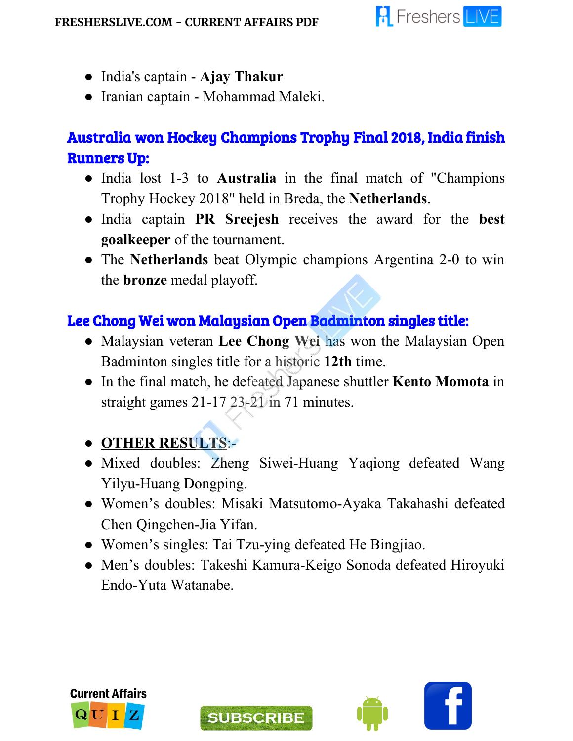- India's captain - **Ajay Thakur**
- Iranian captain - Mohammad Maleki.

## Australia won Hockey Champions Trophy Final 2018, India finish Runners Up:

- India lost 1-3 to **Australia** in the final match of "Champions Trophy Hockey 2018" held in Breda, the **Netherlands**.
- India captain **PR Sreejesh** receives the award for the **best goalkeeper** of the tournament.
- The **Netherlands** beat Olympic champions Argentina 2-0 to win the **bronze** medal playoff.

## Lee Chong Wei won Malaysian Open Badminton singles title:

- Malaysian veteran **Lee Chong Wei** has won the Malaysian Open Badminton singles title for a historic **12th** time.
- In the final match, he defeated Japanese shuttler **Kento Momota** in straight games 21-17 23-21 in 71 minutes.

- **OTHER RESULTS**:-
- Mixed doubles: Zheng Siwei-Huang Yaqiong defeated Wang Yilyu-Huang Dongping.
- Women's doubles: Misaki Matsutomo-Ayaka Takahashi defeated Chen Qingchen-Jia Yifan.
- Women's singles: Tai Tzu-ying defeated He Bingjiao.
- Men's doubles: Takeshi Kamura-Keigo Sonoda defeated Hiroyuki Endo-Yuta Watanabe.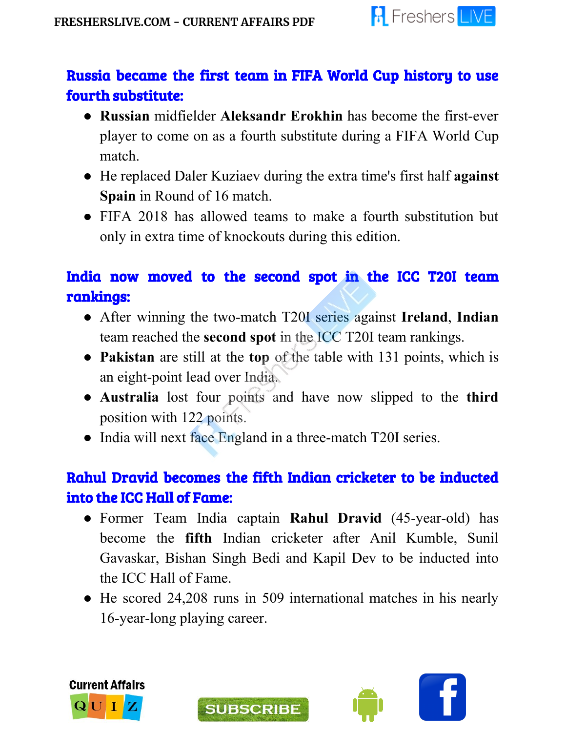## Russia became the first team in FIFA World Cup history to use fourth substitute:

- **Russian** midfielder **Aleksandr Erokhin** has become the first-ever player to come on as a fourth substitute during a FIFA World Cup match.
- He replaced Daler Kuziaev during the extra time's first half **against Spain** in Round of 16 match.
- FIFA 2018 has allowed teams to make a fourth substitution but only in extra time of knockouts during this edition.

## India now moved to the second spot in the ICC T20I team rankings:

- After winning the two-match T20I series against **Ireland**, **Indian** team reached the **second spot** in the ICC T20I team rankings.
- **Pakistan** are still at the **top** of the table with 131 points, which is an eight-point lead over India.
- **Australia** lost four points and have now slipped to the **third** position with 122 points.
- India will next face England in a three-match T20I series.

## Rahul Dravid becomes the fifth Indian cricketer to be inducted into the ICC Hall of Fame:

- Former Team India captain **Rahul Dravid** (45-year-old) has become the **fifth** Indian cricketer after Anil Kumble, Sunil Gavaskar, Bishan Singh Bedi and Kapil Dev to be inducted into the ICC Hall of Fame.
- He scored 24,208 runs in 509 international matches in his nearly 16-year-long playing career.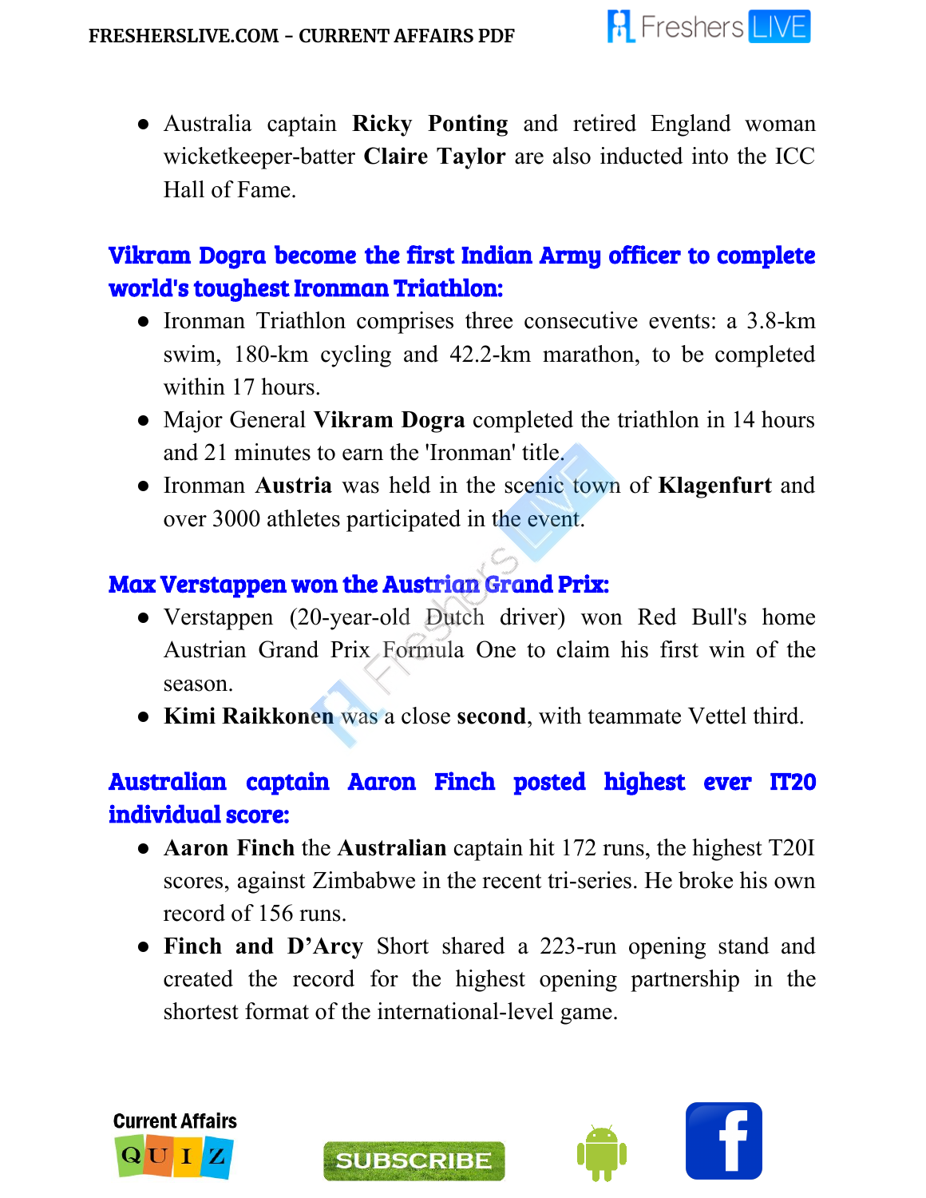- Australia captain **Ricky Ponting** and retired England woman wicketkeeper-batter **Claire Taylor** are also inducted into the ICC Hall of Fame.

## Vikram Dogra become the first Indian Army officer to complete world's toughest Ironman Triathlon:

- Ironman Triathlon comprises three consecutive events: a 3.8-km swim, 180-km cycling and 42.2-km marathon, to be completed within 17 hours.
- Major General **Vikram Dogra** completed the triathlon in 14 hours and 21 minutes to earn the 'Ironman' title.
- Ironman **Austria** was held in the scenic town of **Klagenfurt** and over 3000 athletes participated in the event.

## Max Verstappen won the Austrian Grand Prix:

- Verstappen (20-year-old Dutch driver) won Red Bull's home Austrian Grand Prix Formula One to claim his first win of the season.
- **Kimi Raikkonen** was a close **second**, with teammate Vettel third.

## Australian captain Aaron Finch posted highest ever IT20 individual score:

- **Aaron Finch** the **Australian** captain hit 172 runs, the highest T20I scores, against Zimbabwe in the recent tri-series. He broke his own record of 156 runs.
- **Finch and D'Arcy** Short shared a 223-run opening stand and created the record for the highest opening partnership in the shortest format of the international-level game.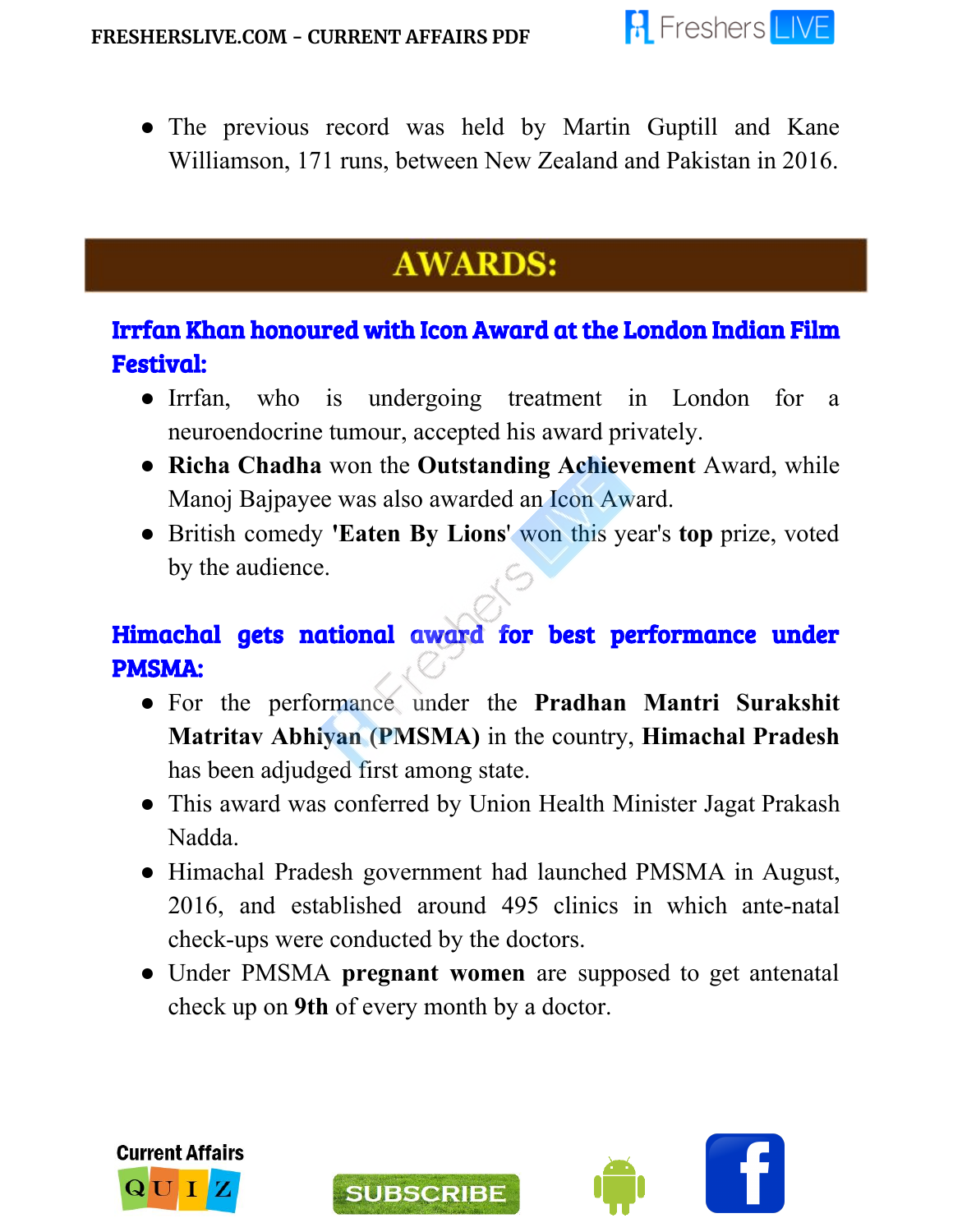- The previous record was held by Martin Guptill and Kane Williamson, 171 runs, between New Zealand and Pakistan in 2016.

# AWARDS:

### Irrfan Khan honoured with Icon Award at the London Indian Film Festival:

- Irrfan, who is undergoing treatment in London for a neuroendocrine tumour, accepted his award privately.
- **Richa Chadha** won the **Outstanding Achievement** Award, while Manoj Bajpayee was also awarded an Icon Award.
- British comedy **'Eaten By Lions'** won this year's **top** prize, voted by the audience.

### Himachal gets national award for best performance under PMSMA:

- For the performance under the **Pradhan Mantri Surakshit Matritav Abhiyan (PMSMA)** in the country, **Himachal Pradesh** has been adjudged first among state.
- This award was conferred by Union Health Minister Jagat Prakash Nadda.
- Himachal Pradesh government had launched PMSMA in August, 2016, and established around 495 clinics in which ante-natal check-ups were conducted by the doctors.
- Under PMSMA **pregnant women** are supposed to get antenatal check up on **9th** of every month by a doctor.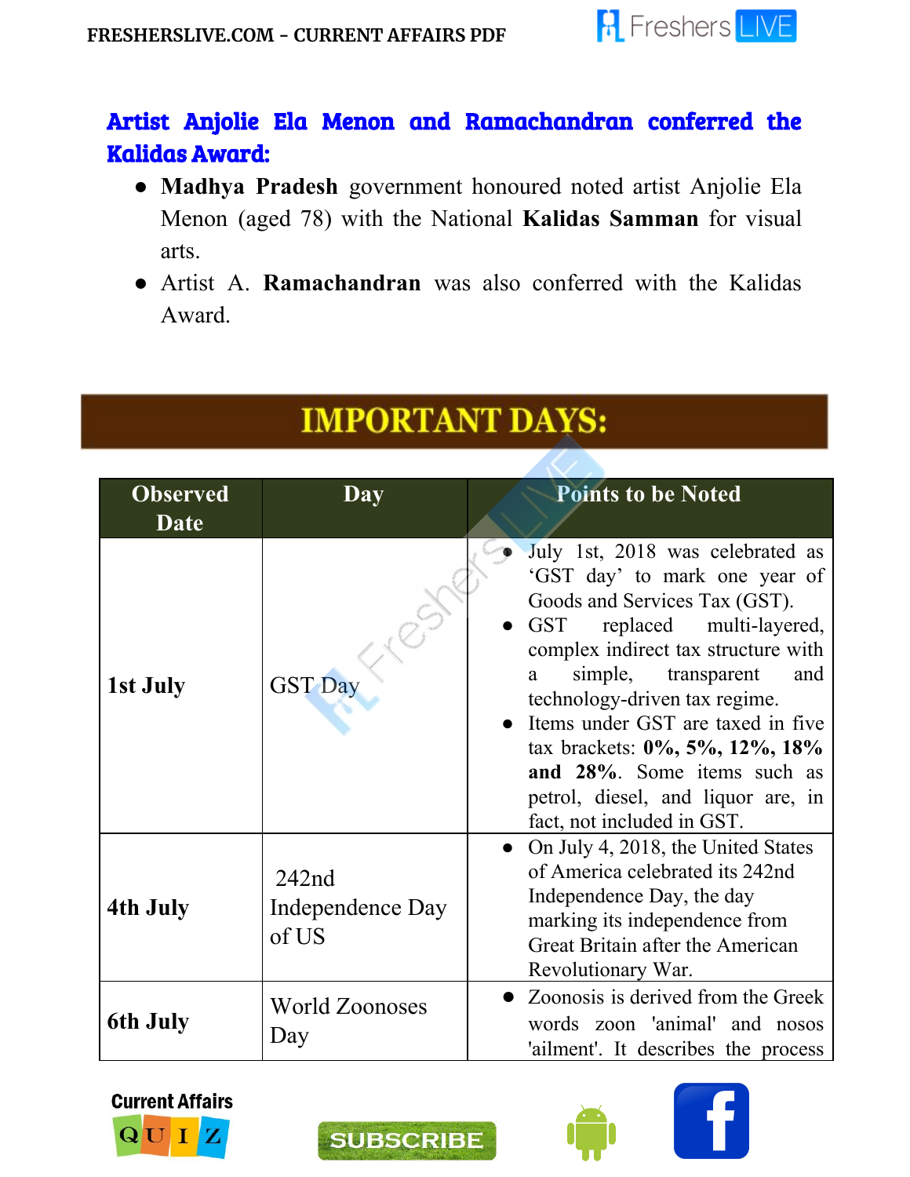## Artist Anjolie Ela Menon and Ramachandran conferred the Kalidas Award:

- **Madhya Pradesh** government honoured noted artist Anjolie Ela Menon (aged 78) with the National **Kalidas Samman** for visual arts.
- Artist A. **Ramachandran** was also conferred with the Kalidas Award.

# IMPORTANT DAYS:

| Observed Date | Day | Points to be Noted |
|---|---|---|
| **1st July** | GST Day | • July 1st, 2018 was celebrated as 'GST day' to mark one year of Goods and Services Tax (GST).<br>• GST replaced multi-layered, complex indirect tax structure with a simple, transparent and technology-driven tax regime.<br>• Items under GST are taxed in five tax brackets: **0%, 5%, 12%, 18% and 28%**. Some items such as petrol, diesel, and liquor are, in fact, not included in GST. |
| **4th July** | 242nd Independence Day of US | • On July 4, 2018, the United States of America celebrated its 242nd Independence Day, the day marking its independence from Great Britain after the American Revolutionary War. |
| **6th July** | World Zoonoses Day | • Zoonosis is derived from the Greek words zoon 'animal' and nosos 'ailment'. It describes the process |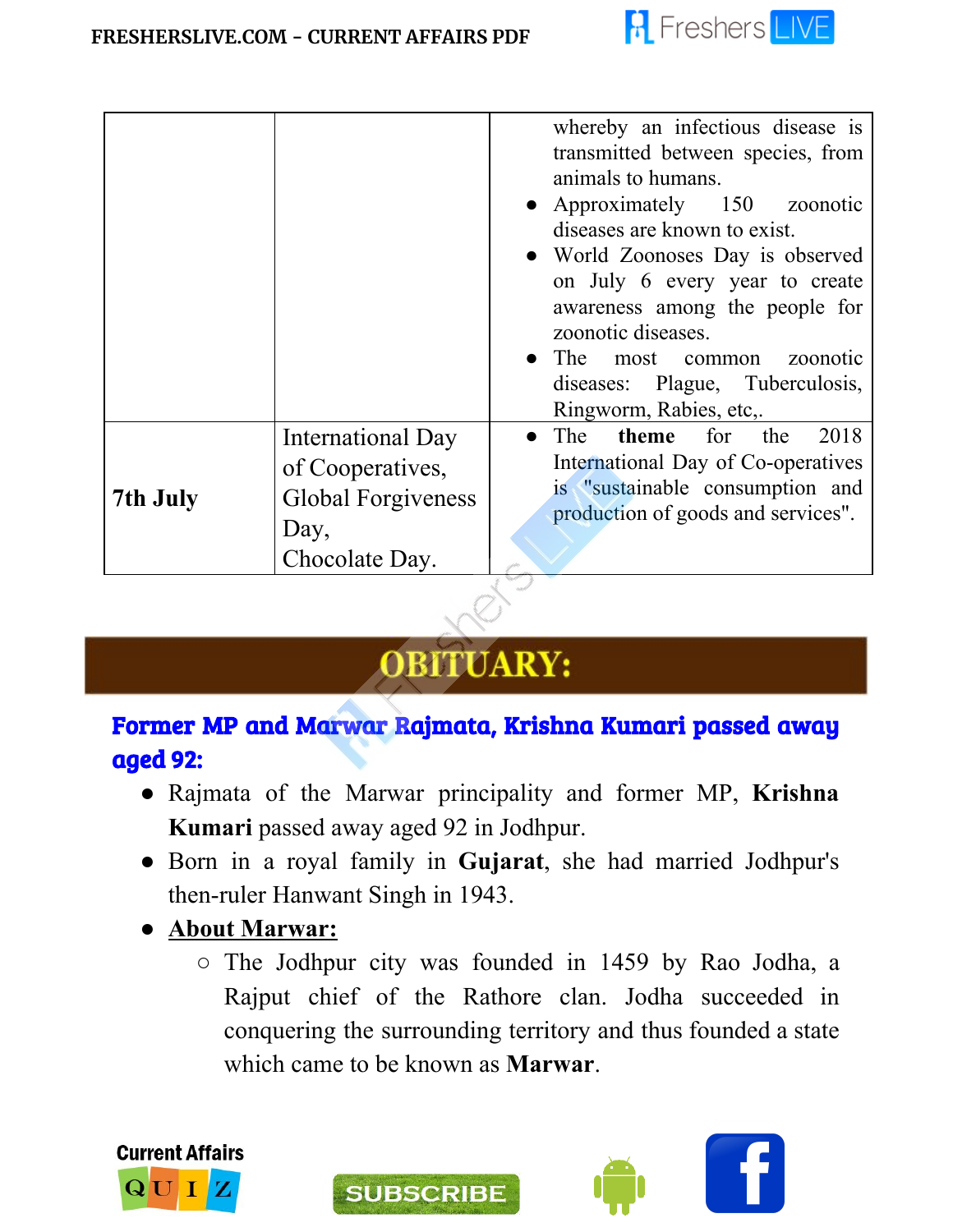| | | |
|---|---|---|
| | | whereby an infectious disease is transmitted between species, from animals to humans.<br>● Approximately 150 zoonotic diseases are known to exist.<br>● World Zoonoses Day is observed on July 6 every year to create awareness among the people for zoonotic diseases.<br>● The most common zoonotic diseases: Plague, Tuberculosis, Ringworm, Rabies, etc,. |
| **7th July** | International Day of Cooperatives,<br>Global Forgiveness Day,<br>Chocolate Day. | ● The **theme** for the 2018 International Day of Co-operatives is "sustainable consumption and production of goods and services". |

# OBITUARY:

## Former MP and Marwar Rajmata, Krishna Kumari passed away aged 92:

- Rajmata of the Marwar principality and former MP, **Krishna Kumari** passed away aged 92 in Jodhpur.
- Born in a royal family in **Gujarat**, she had married Jodhpur's then-ruler Hanwant Singh in 1943.
- **About Marwar:**
  - The Jodhpur city was founded in 1459 by Rao Jodha, a Rajput chief of the Rathore clan. Jodha succeeded in conquering the surrounding territory and thus founded a state which came to be known as **Marwar**.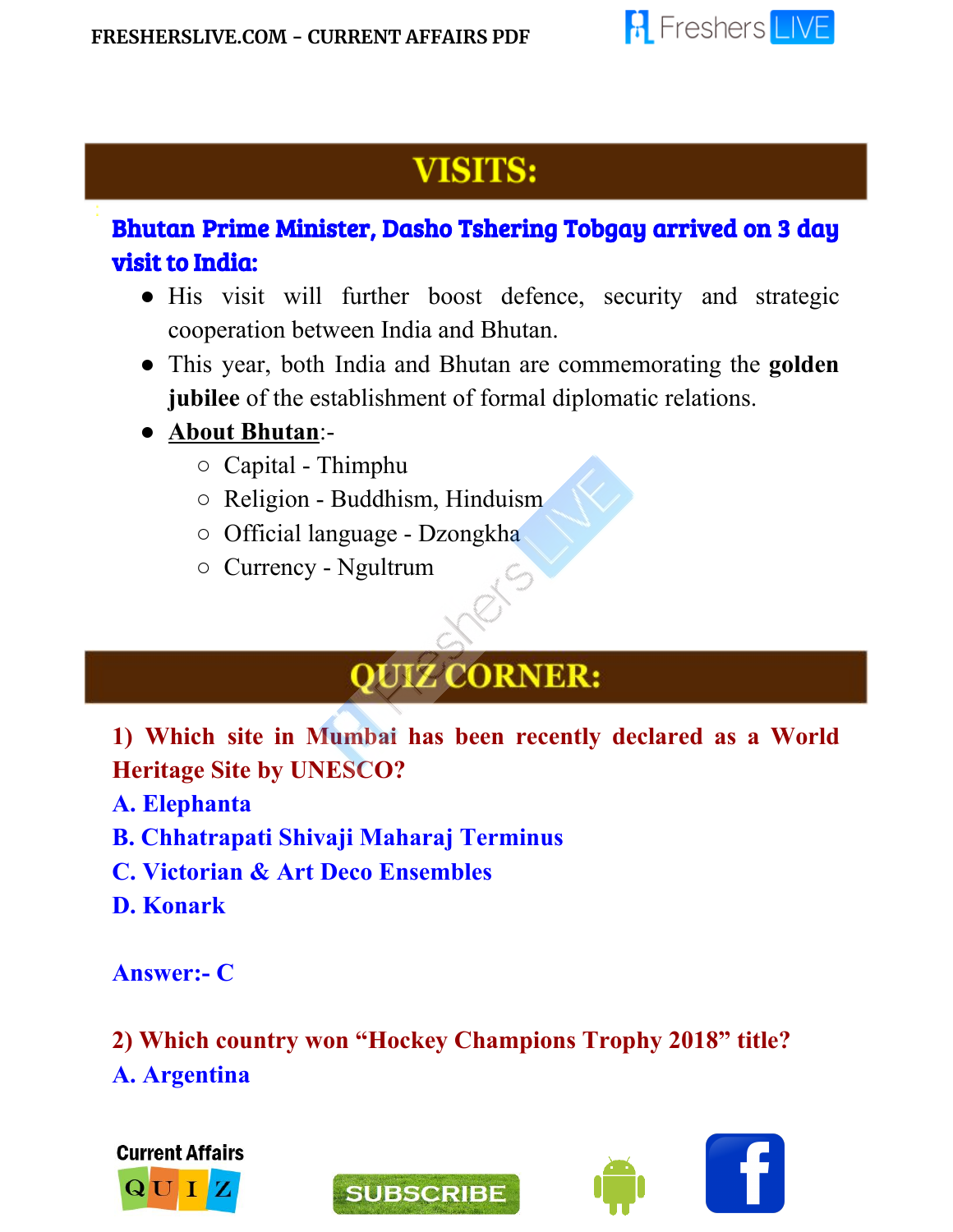## VISITS:

### Bhutan Prime Minister, Dasho Tshering Tobgay arrived on 3 day visit to India:

- His visit will further boost defence, security and strategic cooperation between India and Bhutan.
- This year, both India and Bhutan are commemorating the **golden jubilee** of the establishment of formal diplomatic relations.
- **About Bhutan**:-
  - Capital - Thimphu
  - Religion - Buddhism, Hinduism
  - Official language - Dzongkha
  - Currency - Ngultrum

## QUIZ CORNER:

**1) Which site in Mumbai has been recently declared as a World Heritage Site by UNESCO?**

**A. Elephanta**

**B. Chhatrapati Shivaji Maharaj Terminus**

**C. Victorian & Art Deco Ensembles**

**D. Konark**

**Answer:- C**

**2) Which country won "Hockey Champions Trophy 2018" title?**

**A. Argentina**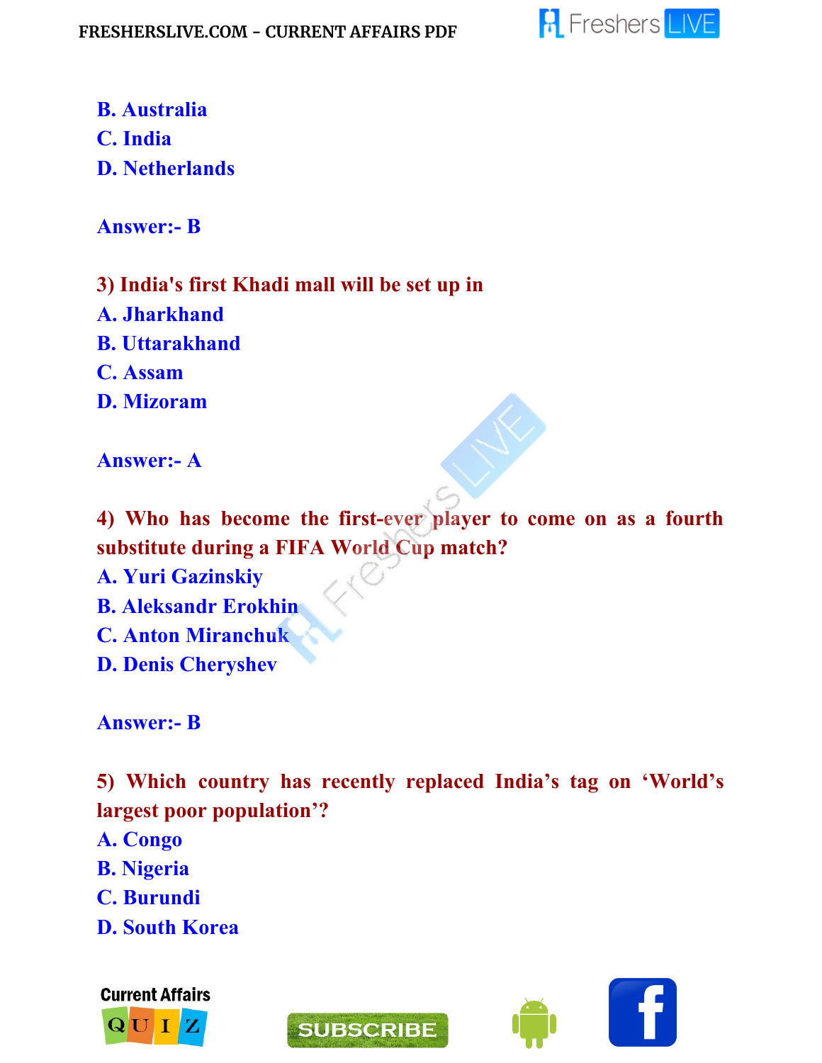B. Australia
C. India
D. Netherlands

**Answer:- B**

**3) India's first Khadi mall will be set up in**
A. Jharkhand
B. Uttarakhand
C. Assam
D. Mizoram

**Answer:- A**

**4) Who has become the first-ever player to come on as a fourth substitute during a FIFA World Cup match?**
A. Yuri Gazinskiy
B. Aleksandr Erokhin
C. Anton Miranchuk
D. Denis Cheryshev

**Answer:- B**

**5) Which country has recently replaced India's tag on 'World's largest poor population'?**
A. Congo
B. Nigeria
C. Burundi
D. South Korea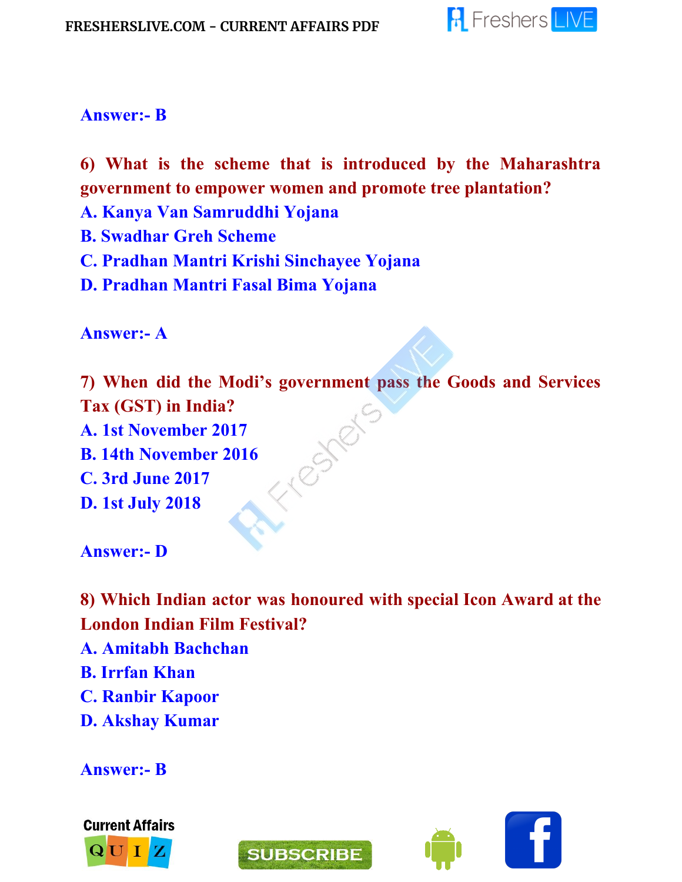**Answer:- B**

**6) What is the scheme that is introduced by the Maharashtra government to empower women and promote tree plantation?**

**A. Kanya Van Samruddhi Yojana**
**B. Swadhar Greh Scheme**
**C. Pradhan Mantri Krishi Sinchayee Yojana**
**D. Pradhan Mantri Fasal Bima Yojana**

**Answer:- A**

**7) When did the Modi's government pass the Goods and Services Tax (GST) in India?**

**A. 1st November 2017**
**B. 14th November 2016**
**C. 3rd June 2017**
**D. 1st July 2018**

**Answer:- D**

**8) Which Indian actor was honoured with special Icon Award at the London Indian Film Festival?**

**A. Amitabh Bachchan**
**B. Irrfan Khan**
**C. Ranbir Kapoor**
**D. Akshay Kumar**

**Answer:- B**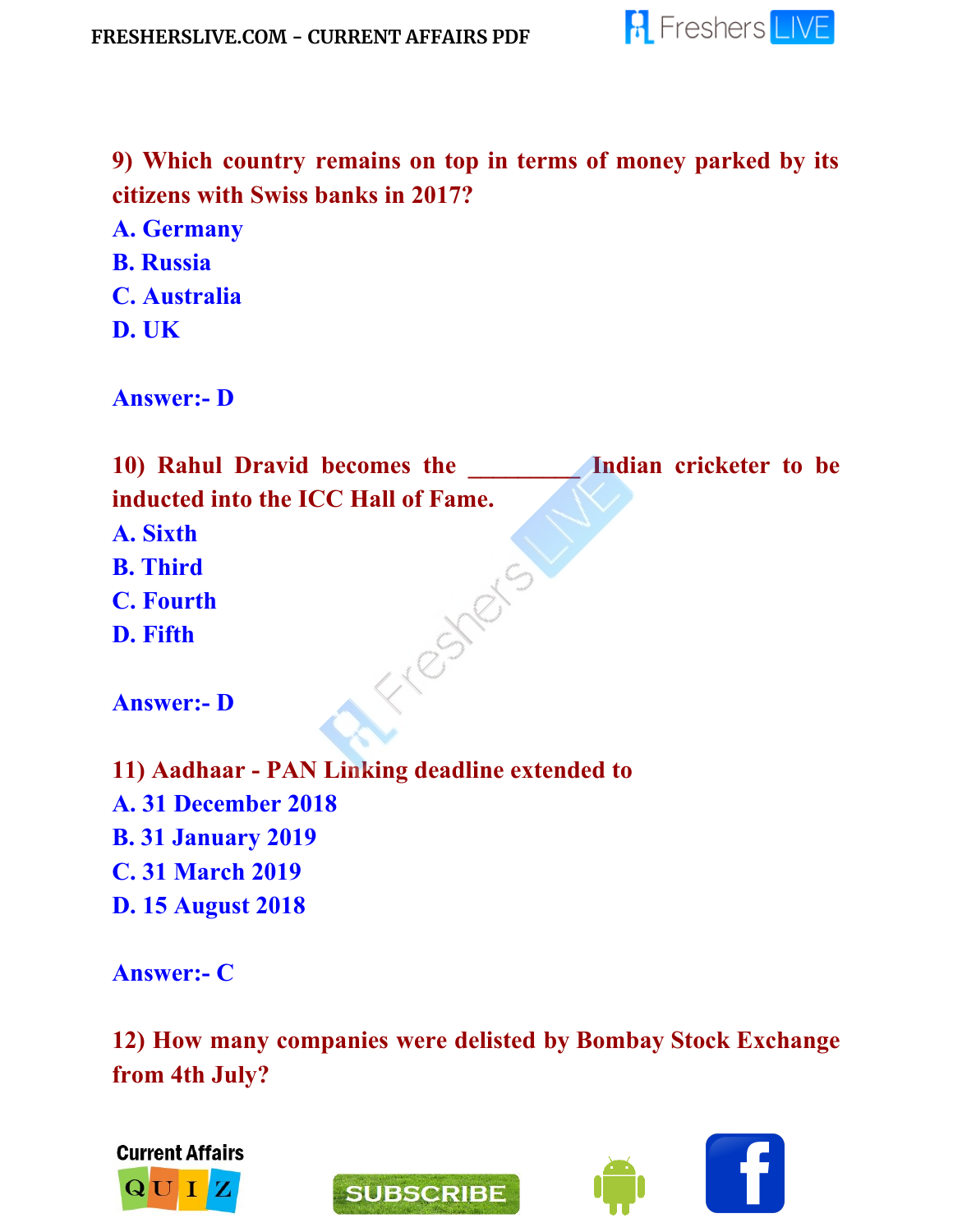**9) Which country remains on top in terms of money parked by its citizens with Swiss banks in 2017?**

**A. Germany**
**B. Russia**
**C. Australia**
**D. UK**

**Answer:- D**

**10) Rahul Dravid becomes the _________ Indian cricketer to be inducted into the ICC Hall of Fame.**

**A. Sixth**
**B. Third**
**C. Fourth**
**D. Fifth**

**Answer:- D**

**11) Aadhaar - PAN Linking deadline extended to**

**A. 31 December 2018**
**B. 31 January 2019**
**C. 31 March 2019**
**D. 15 August 2018**

**Answer:- C**

**12) How many companies were delisted by Bombay Stock Exchange from 4th July?**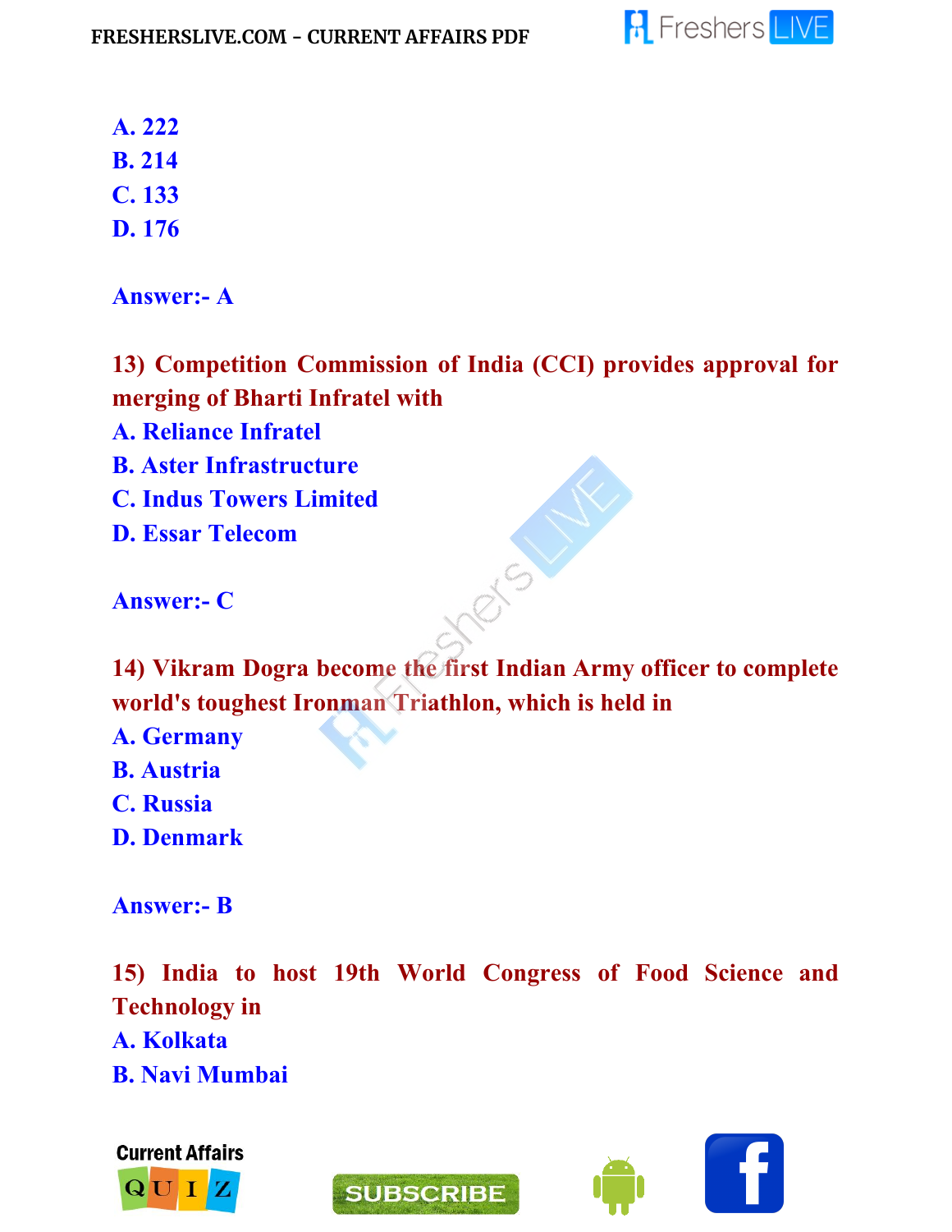A. 222
B. 214
C. 133
D. 176

**Answer:- A**

**13) Competition Commission of India (CCI) provides approval for merging of Bharti Infratel with**

A. Reliance Infratel
B. Aster Infrastructure
C. Indus Towers Limited
D. Essar Telecom

**Answer:- C**

**14) Vikram Dogra become the first Indian Army officer to complete world's toughest Ironman Triathlon, which is held in**

A. Germany
B. Austria
C. Russia
D. Denmark

**Answer:- B**

**15) India to host 19th World Congress of Food Science and Technology in**

A. Kolkata
B. Navi Mumbai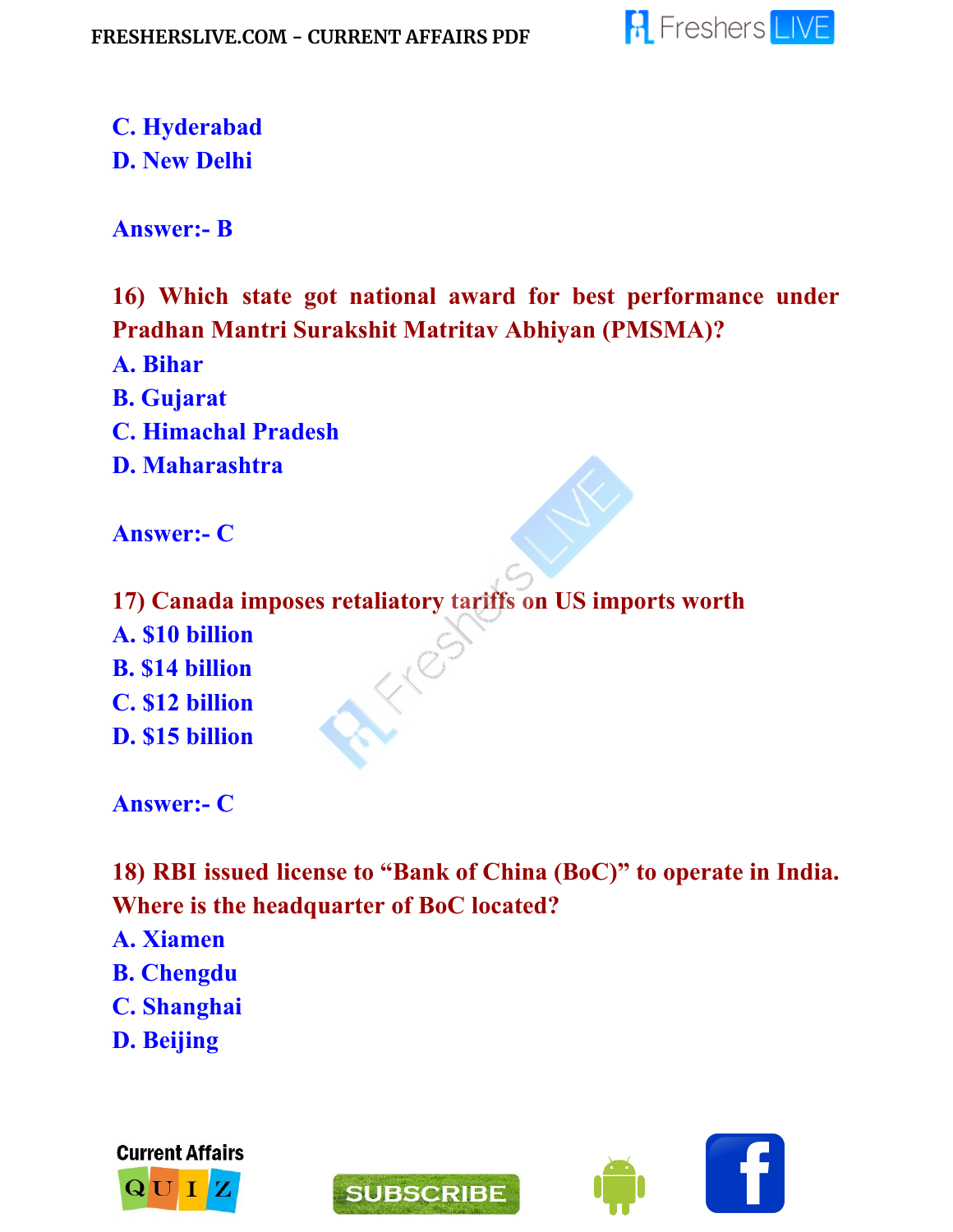**C. Hyderabad**
**D. New Delhi**

**Answer:- B**

**16) Which state got national award for best performance under Pradhan Mantri Surakshit Matritav Abhiyan (PMSMA)?**
**A. Bihar**
**B. Gujarat**
**C. Himachal Pradesh**
**D. Maharashtra**

**Answer:- C**

**17) Canada imposes retaliatory tariffs on US imports worth**
**A. $10 billion**
**B. $14 billion**
**C. $12 billion**
**D. $15 billion**

**Answer:- C**

**18) RBI issued license to "Bank of China (BoC)" to operate in India. Where is the headquarter of BoC located?**
**A. Xiamen**
**B. Chengdu**
**C. Shanghai**
**D. Beijing**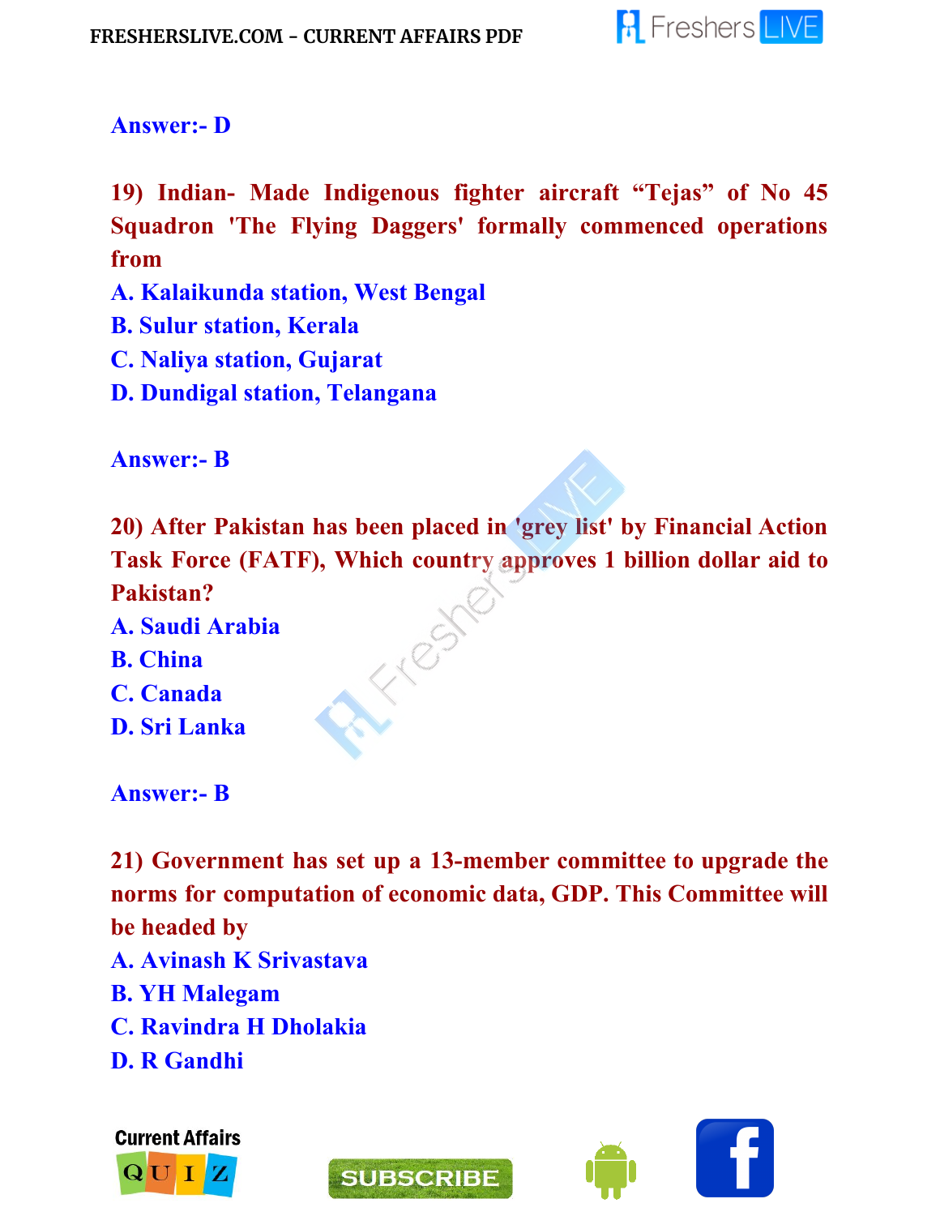**Answer:- D**

**19) Indian- Made Indigenous fighter aircraft "Tejas" of No 45 Squadron 'The Flying Daggers' formally commenced operations from**

**A. Kalaikunda station, West Bengal**

**B. Sulur station, Kerala**

**C. Naliya station, Gujarat**

**D. Dundigal station, Telangana**

**Answer:- B**

**20) After Pakistan has been placed in 'grey list' by Financial Action Task Force (FATF), Which country approves 1 billion dollar aid to Pakistan?**

**A. Saudi Arabia**

**B. China**

**C. Canada**

**D. Sri Lanka**

**Answer:- B**

**21) Government has set up a 13-member committee to upgrade the norms for computation of economic data, GDP. This Committee will be headed by**

**A. Avinash K Srivastava**

**B. YH Malegam**

**C. Ravindra H Dholakia**

**D. R Gandhi**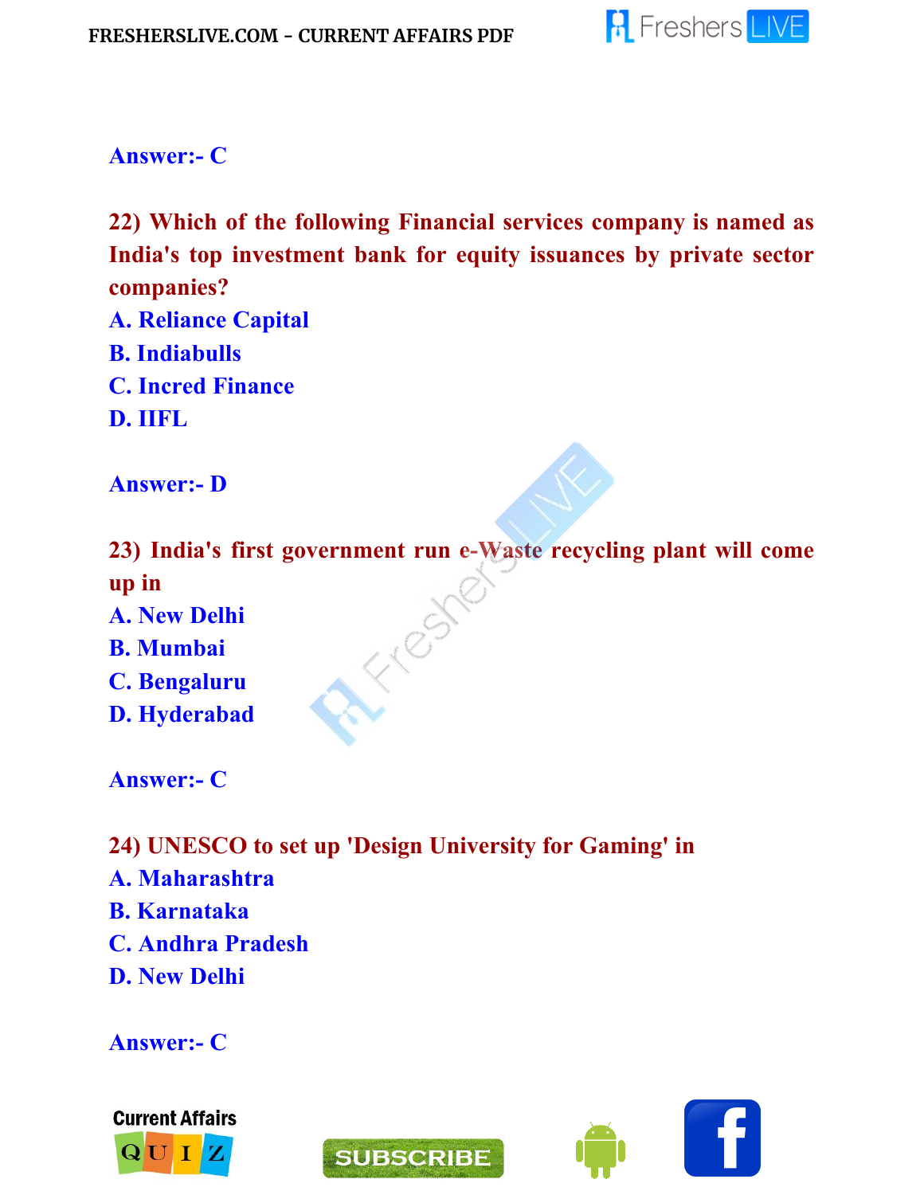**Answer:- C**

**22) Which of the following Financial services company is named as India's top investment bank for equity issuances by private sector companies?**

**A. Reliance Capital**

**B. Indiabulls**

**C. Incred Finance**

**D. IIFL**

**Answer:- D**

**23) India's first government run e-Waste recycling plant will come up in**

**A. New Delhi**

**B. Mumbai**

**C. Bengaluru**

**D. Hyderabad**

**Answer:- C**

**24) UNESCO to set up 'Design University for Gaming' in**

**A. Maharashtra**

**B. Karnataka**

**C. Andhra Pradesh**

**D. New Delhi**

**Answer:- C**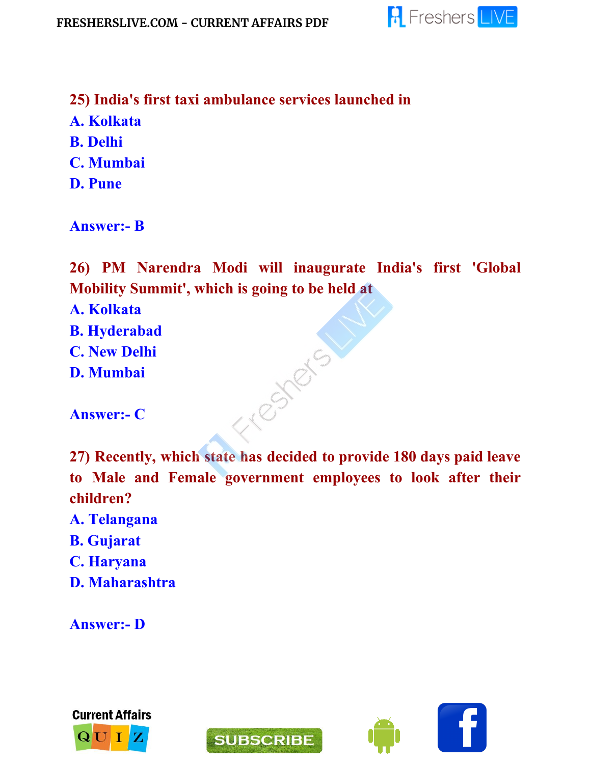**25) India's first taxi ambulance services launched in**

**A. Kolkata**
**B. Delhi**
**C. Mumbai**
**D. Pune**

**Answer:- B**

**26) PM Narendra Modi will inaugurate India's first 'Global Mobility Summit', which is going to be held at**

**A. Kolkata**
**B. Hyderabad**
**C. New Delhi**
**D. Mumbai**

**Answer:- C**

**27) Recently, which state has decided to provide 180 days paid leave to Male and Female government employees to look after their children?**

**A. Telangana**
**B. Gujarat**
**C. Haryana**
**D. Maharashtra**

**Answer:- D**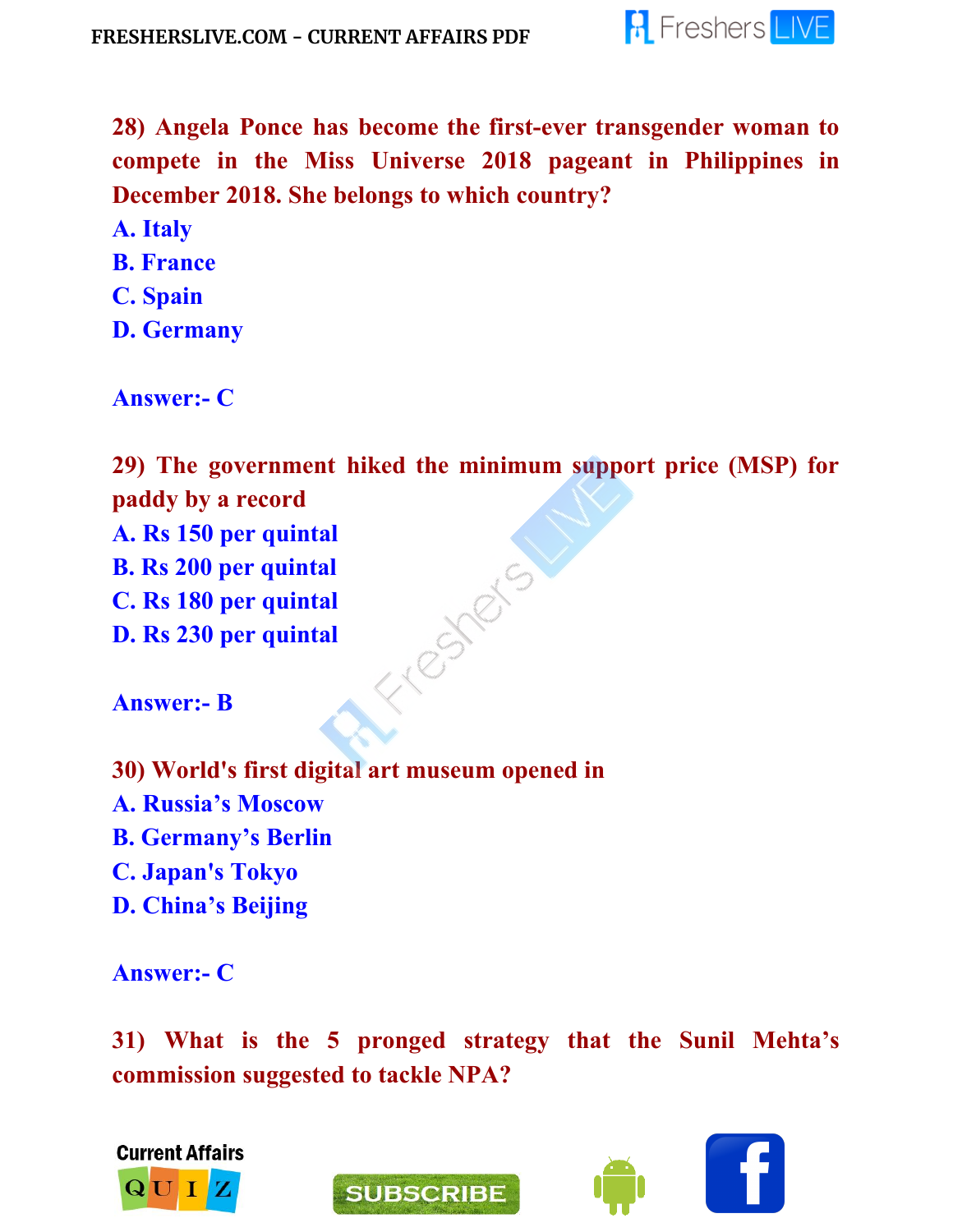**28) Angela Ponce has become the first-ever transgender woman to compete in the Miss Universe 2018 pageant in Philippines in December 2018. She belongs to which country?**

A. Italy
B. France
C. Spain
D. Germany

Answer:- C

**29) The government hiked the minimum support price (MSP) for paddy by a record**

A. Rs 150 per quintal
B. Rs 200 per quintal
C. Rs 180 per quintal
D. Rs 230 per quintal

Answer:- B

**30) World's first digital art museum opened in**

A. Russia's Moscow
B. Germany's Berlin
C. Japan's Tokyo
D. China's Beijing

Answer:- C

**31) What is the 5 pronged strategy that the Sunil Mehta's commission suggested to tackle NPA?**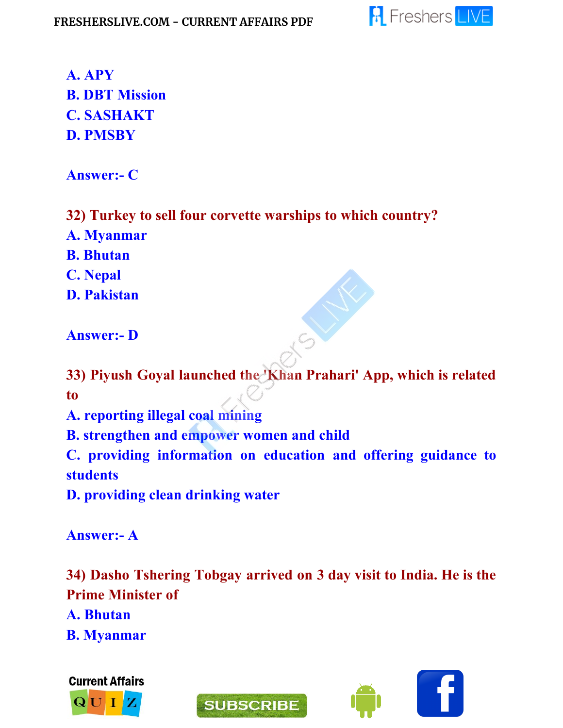A. APY
B. DBT Mission
C. SASHAKT
D. PMSBY

Answer:- C

**32) Turkey to sell four corvette warships to which country?**
A. Myanmar
B. Bhutan
C. Nepal
D. Pakistan

Answer:- D

**33) Piyush Goyal launched the 'Khan Prahari' App, which is related to**
A. reporting illegal coal mining
B. strengthen and empower women and child
C. providing information on education and offering guidance to students
D. providing clean drinking water

Answer:- A

**34) Dasho Tshering Tobgay arrived on 3 day visit to India. He is the Prime Minister of**
A. Bhutan
B. Myanmar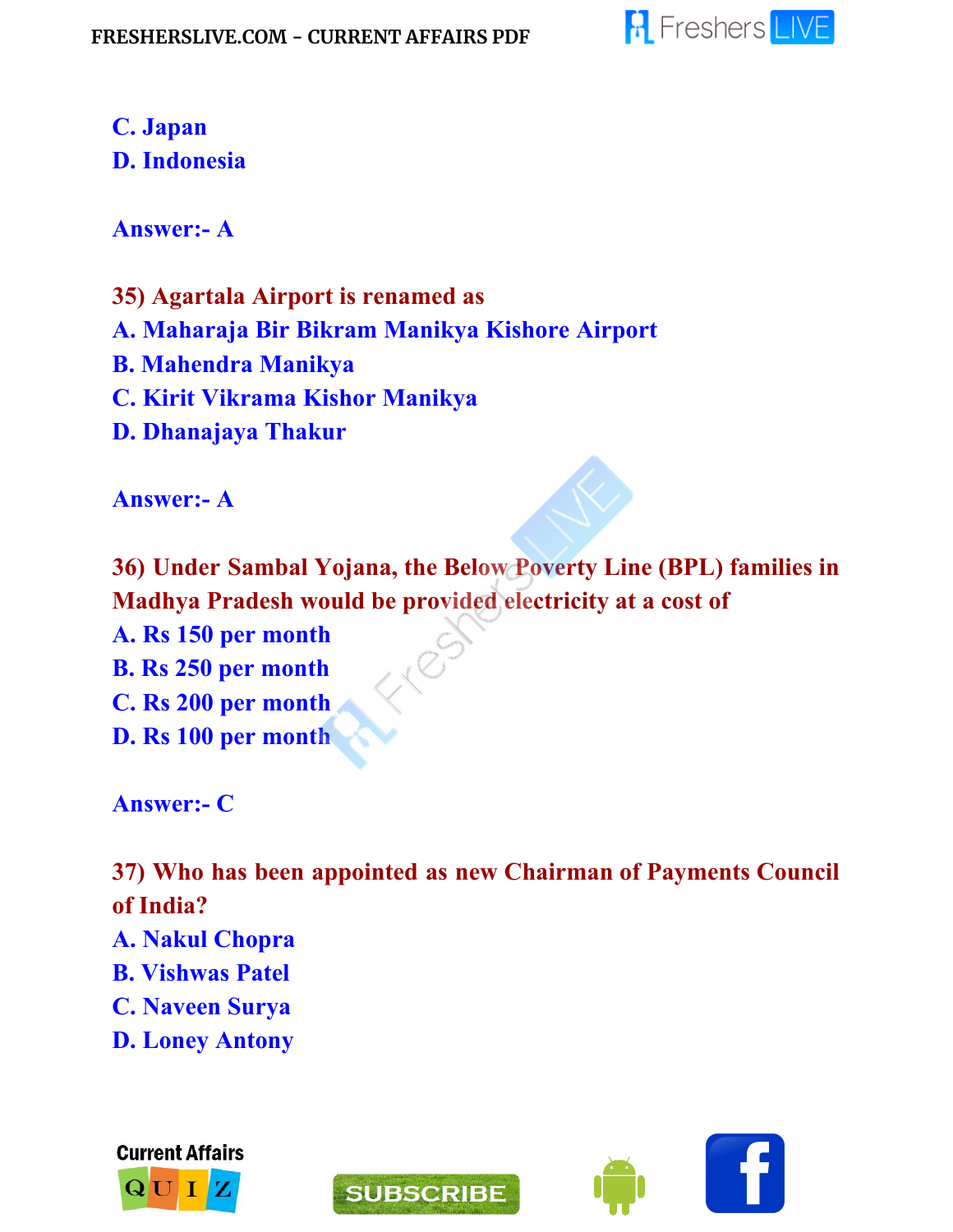C. Japan
D. Indonesia

Answer:- A

**35) Agartala Airport is renamed as**
A. Maharaja Bir Bikram Manikya Kishore Airport
B. Mahendra Manikya
C. Kirit Vikrama Kishor Manikya
D. Dhanajaya Thakur

Answer:- A

**36) Under Sambal Yojana, the Below Poverty Line (BPL) families in Madhya Pradesh would be provided electricity at a cost of**
A. Rs 150 per month
B. Rs 250 per month
C. Rs 200 per month
D. Rs 100 per month

Answer:- C

**37) Who has been appointed as new Chairman of Payments Council of India?**
A. Nakul Chopra
B. Vishwas Patel
C. Naveen Surya
D. Loney Antony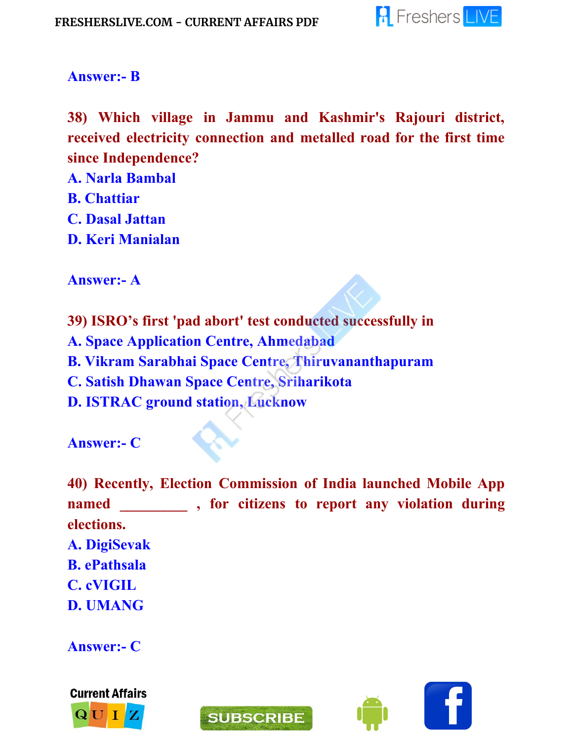**Answer:- B**

**38) Which village in Jammu and Kashmir's Rajouri district, received electricity connection and metalled road for the first time since Independence?**

**A. Narla Bambal**
**B. Chattiar**
**C. Dasal Jattan**
**D. Keri Manialan**

**Answer:- A**

**39) ISRO's first 'pad abort' test conducted successfully in**

**A. Space Application Centre, Ahmedabad**
**B. Vikram Sarabhai Space Centre, Thiruvananthapuram**
**C. Satish Dhawan Space Centre, Sriharikota**
**D. ISTRAC ground station, Lucknow**

**Answer:- C**

**40) Recently, Election Commission of India launched Mobile App named _________ , for citizens to report any violation during elections.**

**A. DigiSevak**
**B. ePathsala**
**C. cVIGIL**
**D. UMANG**

**Answer:- C**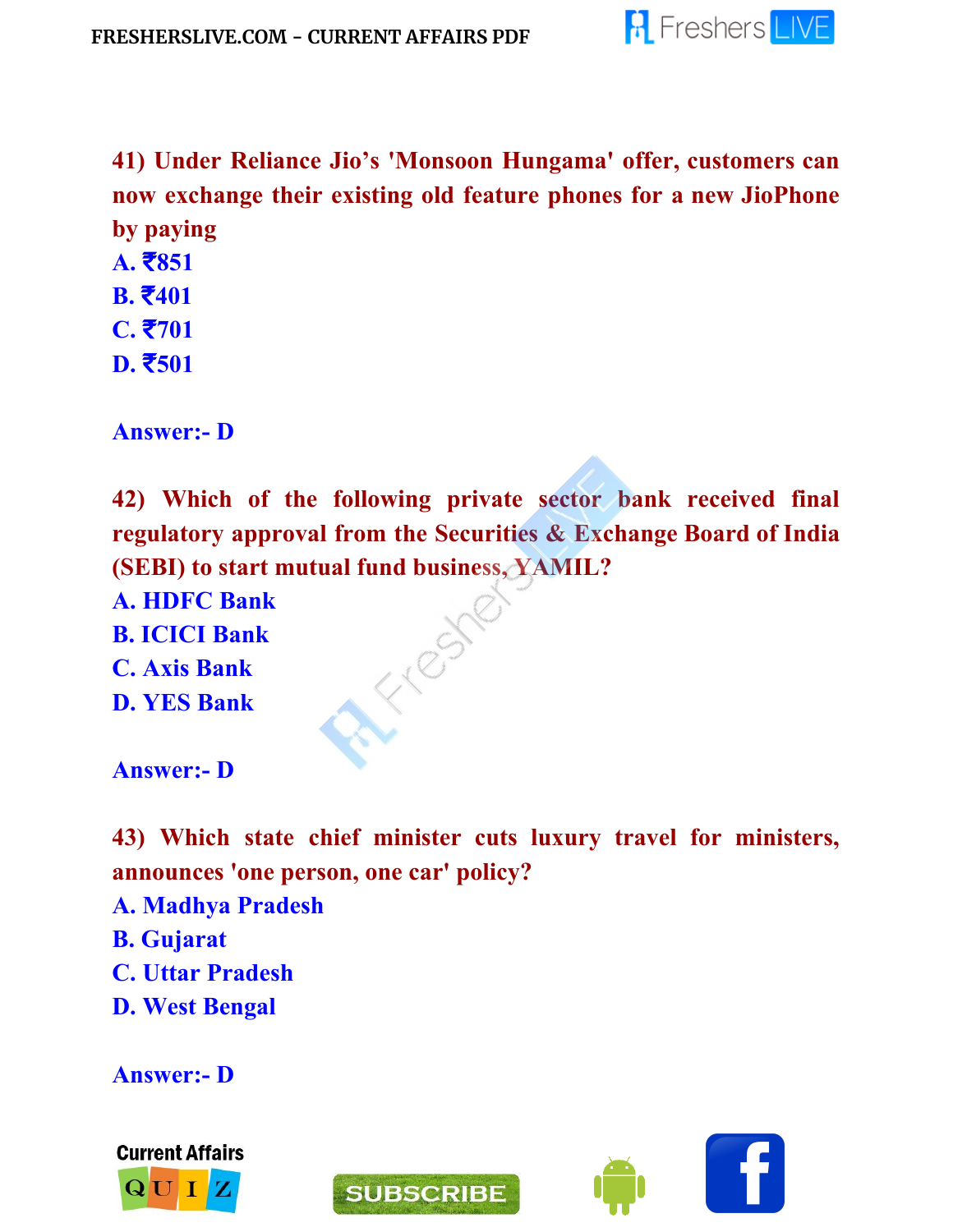**41) Under Reliance Jio's 'Monsoon Hungama' offer, customers can now exchange their existing old feature phones for a new JioPhone by paying**

A. ₹851
B. ₹401
C. ₹701
D. ₹501

Answer:- D

**42) Which of the following private sector bank received final regulatory approval from the Securities & Exchange Board of India (SEBI) to start mutual fund business, YAMIL?**

A. HDFC Bank
B. ICICI Bank
C. Axis Bank
D. YES Bank

Answer:- D

**43) Which state chief minister cuts luxury travel for ministers, announces 'one person, one car' policy?**

A. Madhya Pradesh
B. Gujarat
C. Uttar Pradesh
D. West Bengal

Answer:- D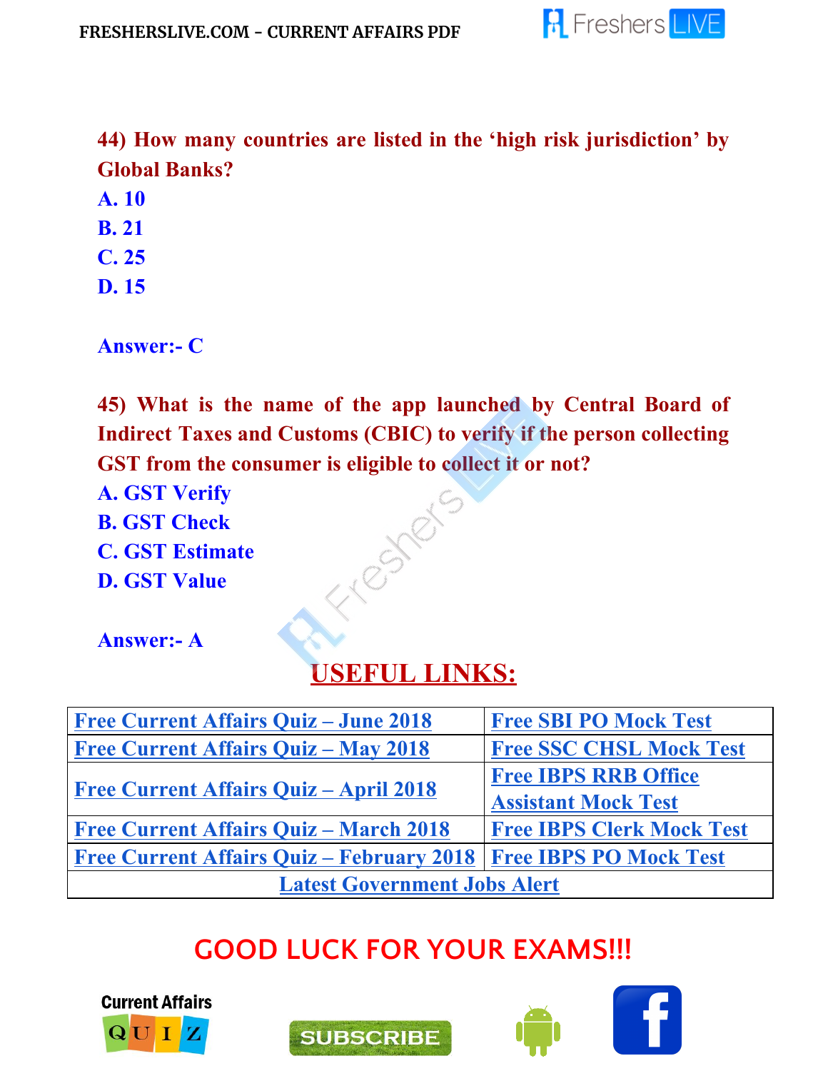**44) How many countries are listed in the 'high risk jurisdiction' by Global Banks?**

**A. 10**
**B. 21**
**C. 25**
**D. 15**

**Answer:- C**

**45) What is the name of the app launched by Central Board of Indirect Taxes and Customs (CBIC) to verify if the person collecting GST from the consumer is eligible to collect it or not?**

**A. GST Verify**
**B. GST Check**
**C. GST Estimate**
**D. GST Value**

**Answer:- A**

## USEFUL LINKS:

| | |
|---|---|
| Free Current Affairs Quiz – June 2018 | Free SBI PO Mock Test |
| Free Current Affairs Quiz – May 2018 | Free SSC CHSL Mock Test |
| Free Current Affairs Quiz – April 2018 | Free IBPS RRB Office Assistant Mock Test |
| Free Current Affairs Quiz – March 2018 | Free IBPS Clerk Mock Test |
| Free Current Affairs Quiz – February 2018 | Free IBPS PO Mock Test |
| Latest Government Jobs Alert | |

**GOOD LUCK FOR YOUR EXAMS!!!**

Current Affairs QUIZ

SUBSCRIBE